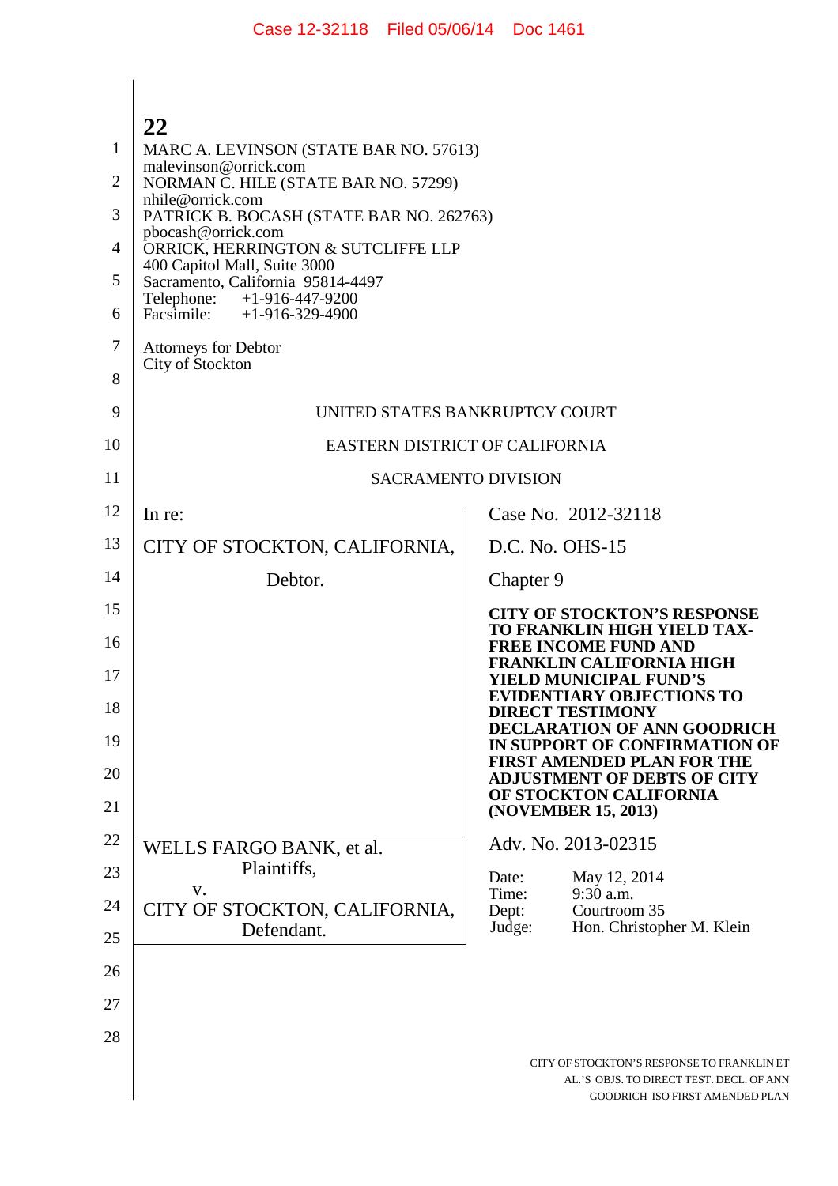MARC A. LEVINSON (STATE BAR NO. 57613)
malevinson@orrick.com
NORMAN C. HILE (STATE BAR NO. 57299)
nhile@orrick.com
PATRICK B. BOCASH (STATE BAR NO. 262763)
pbocash@orrick.com
ORRICK, HERRINGTON & SUTCLIFFE LLP
400 Capitol Mall, Suite 3000
Sacramento, California 95814-4497
Telephone: +1-916-447-9200
Facsimile: +1-916-329-4900

Attorneys for Debtor
City of Stockton

UNITED STATES BANKRUPTCY COURT

EASTERN DISTRICT OF CALIFORNIA

SACRAMENTO DIVISION

| | |
|---|---|
| In re:<br><br>CITY OF STOCKTON, CALIFORNIA,<br><br>Debtor. | Case No. 2012-32118<br><br>D.C. No. OHS-15<br><br>Chapter 9<br><br>**CITY OF STOCKTON'S RESPONSE TO FRANKLIN HIGH YIELD TAX-FREE INCOME FUND AND FRANKLIN CALIFORNIA HIGH YIELD MUNICIPAL FUND'S EVIDENTIARY OBJECTIONS TO DIRECT TESTIMONY DECLARATION OF ANN GOODRICH IN SUPPORT OF CONFIRMATION OF FIRST AMENDED PLAN FOR THE ADJUSTMENT OF DEBTS OF CITY OF STOCKTON CALIFORNIA (NOVEMBER 15, 2013)** |
| WELLS FARGO BANK, et al.<br>Plaintiffs,<br>v.<br>CITY OF STOCKTON, CALIFORNIA,<br>Defendant. | Adv. No. 2013-02315<br><br>Date: May 12, 2014<br>Time: 9:30 a.m.<br>Dept: Courtroom 35<br>Judge: Hon. Christopher M. Klein |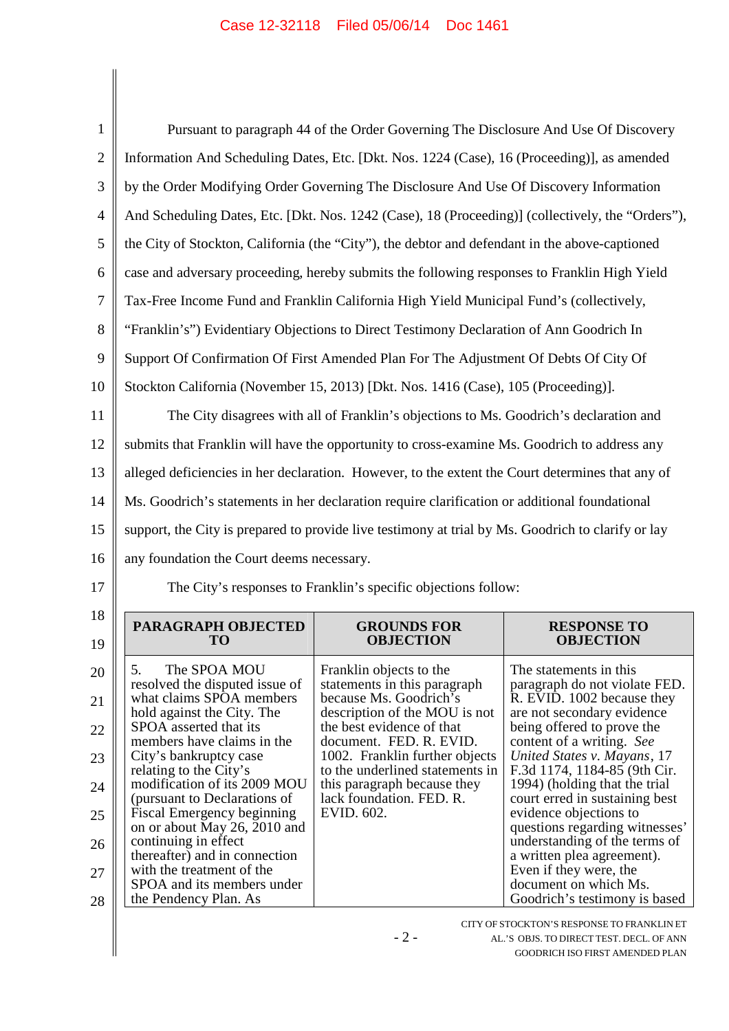Pursuant to paragraph 44 of the Order Governing The Disclosure And Use Of Discovery Information And Scheduling Dates, Etc. [Dkt. Nos. 1224 (Case), 16 (Proceeding)], as amended by the Order Modifying Order Governing The Disclosure And Use Of Discovery Information And Scheduling Dates, Etc. [Dkt. Nos. 1242 (Case), 18 (Proceeding)] (collectively, the "Orders"), the City of Stockton, California (the "City"), the debtor and defendant in the above-captioned case and adversary proceeding, hereby submits the following responses to Franklin High Yield Tax-Free Income Fund and Franklin California High Yield Municipal Fund's (collectively, "Franklin's") Evidentiary Objections to Direct Testimony Declaration of Ann Goodrich In Support Of Confirmation Of First Amended Plan For The Adjustment Of Debts Of City Of Stockton California (November 15, 2013) [Dkt. Nos. 1416 (Case), 105 (Proceeding)].

The City disagrees with all of Franklin's objections to Ms. Goodrich's declaration and submits that Franklin will have the opportunity to cross-examine Ms. Goodrich to address any alleged deficiencies in her declaration. However, to the extent the Court determines that any of Ms. Goodrich's statements in her declaration require clarification or additional foundational support, the City is prepared to provide live testimony at trial by Ms. Goodrich to clarify or lay any foundation the Court deems necessary.

The City's responses to Franklin's specific objections follow:

| PARAGRAPH OBJECTED TO | GROUNDS FOR OBJECTION | RESPONSE TO OBJECTION |
|---|---|---|
| 5. The SPOA MOU resolved the disputed issue of what claims SPOA members hold against the City. The SPOA asserted that its members have claims in the City's bankruptcy case relating to the City's modification of its 2009 MOU (pursuant to Declarations of Fiscal Emergency beginning on or about May 26, 2010 and continuing in effect thereafter) and in connection with the treatment of the SPOA and its members under the Pendency Plan. As | Franklin objects to the statements in this paragraph because Ms. Goodrich's description of the MOU is not the best evidence of that document. FED. R. EVID. 1002. Franklin further objects to the underlined statements in this paragraph because they lack foundation. FED. R. EVID. 602. | The statements in this paragraph do not violate FED. R. EVID. 1002 because they are not secondary evidence being offered to prove the content of a writing. *See United States v. Mayans*, 17 F.3d 1174, 1184-85 (9th Cir. 1994) (holding that the trial court erred in sustaining best evidence objections to questions regarding witnesses' understanding of the terms of a written plea agreement). Even if they were, the document on which Ms. Goodrich's testimony is based |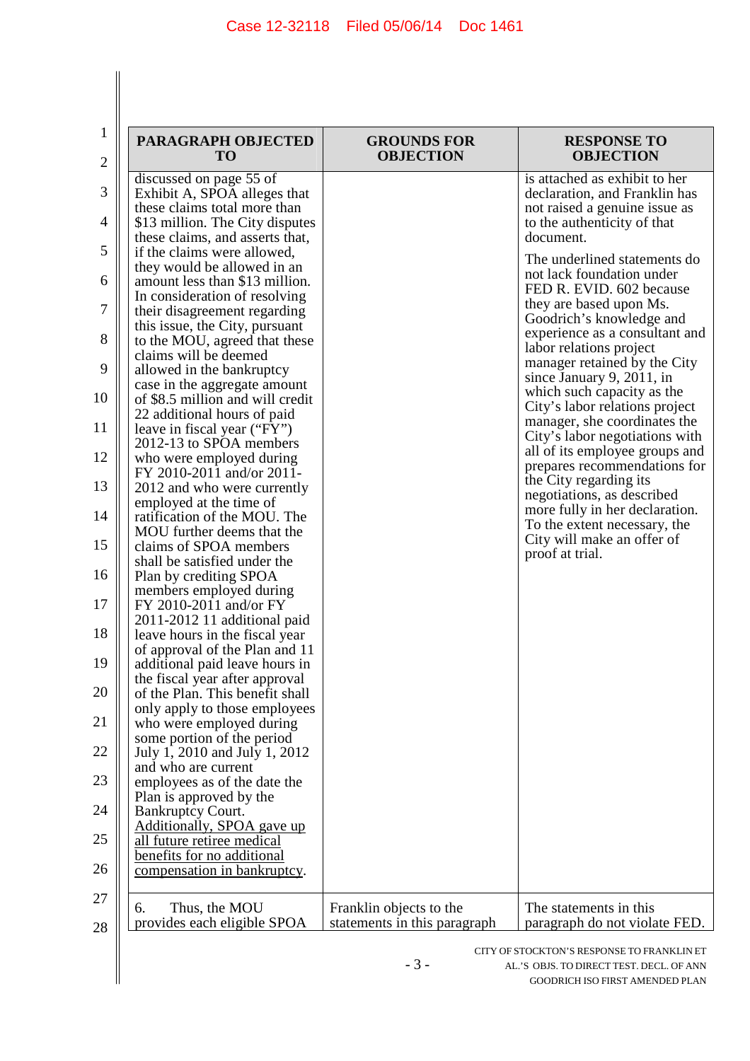| PARAGRAPH OBJECTED TO | GROUNDS FOR OBJECTION | RESPONSE TO OBJECTION |
|---|---|---|
| discussed on page 55 of Exhibit A, SPOA alleges that these claims total more than $13 million. The City disputes these claims, and asserts that, if the claims were allowed, they would be allowed in an amount less than $13 million. In consideration of resolving their disagreement regarding this issue, the City, pursuant to the MOU, agreed that these claims will be deemed allowed in the bankruptcy case in the aggregate amount of $8.5 million and will credit 22 additional hours of paid leave in fiscal year ("FY") 2012-13 to SPOA members who were employed during FY 2010-2011 and/or 2011-2012 and who were currently employed at the time of ratification of the MOU. The MOU further deems that the claims of SPOA members shall be satisfied under the Plan by crediting SPOA members employed during FY 2010-2011 and/or FY 2011-2012 11 additional paid leave hours in the fiscal year of approval of the Plan and 11 additional paid leave hours in the fiscal year after approval of the Plan. This benefit shall only apply to those employees who were employed during some portion of the period July 1, 2010 and July 1, 2012 and who are current employees as of the date the Plan is approved by the Bankruptcy Court. <u>Additionally, SPOA gave up all future retiree medical benefits for no additional compensation in bankruptcy</u>. | | is attached as exhibit to her declaration, and Franklin has not raised a genuine issue as to the authenticity of that document.<br><br>The underlined statements do not lack foundation under FED R. EVID. 602 because they are based upon Ms. Goodrich's knowledge and experience as a consultant and labor relations project manager retained by the City since January 9, 2011, in which such capacity as the City's labor relations project manager, she coordinates the City's labor negotiations with all of its employee groups and prepares recommendations for the City regarding its negotiations, as described more fully in her declaration. To the extent necessary, the City will make an offer of proof at trial. |
| 6. Thus, the MOU provides each eligible SPOA | Franklin objects to the statements in this paragraph | The statements in this paragraph do not violate FED. |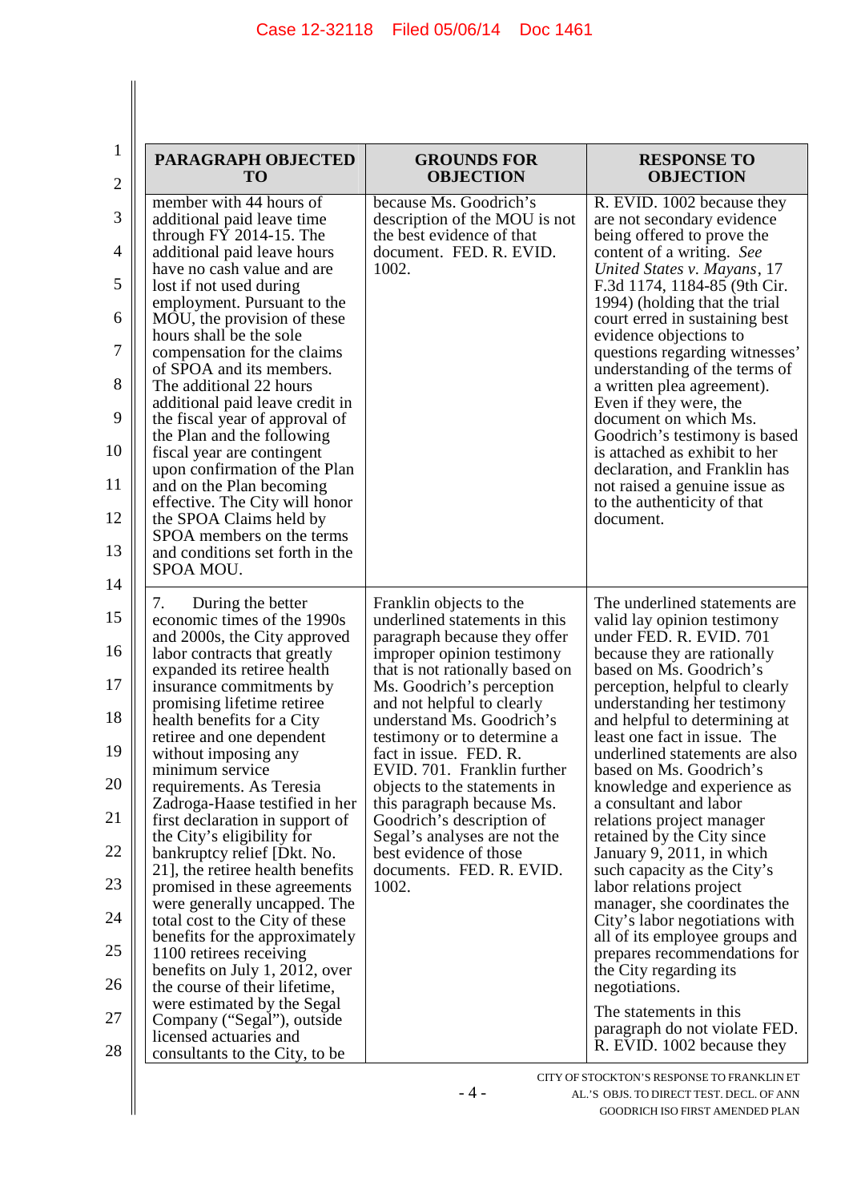| PARAGRAPH OBJECTED TO | GROUNDS FOR OBJECTION | RESPONSE TO OBJECTION |
|---|---|---|
| member with 44 hours of additional paid leave time through FY 2014-15. The additional paid leave hours have no cash value and are lost if not used during employment. Pursuant to the MOU, the provision of these hours shall be the sole compensation for the claims of SPOA and its members. The additional 22 hours additional paid leave credit in the fiscal year of approval of the Plan and the following fiscal year are contingent upon confirmation of the Plan and on the Plan becoming effective. The City will honor the SPOA Claims held by SPOA members on the terms and conditions set forth in the SPOA MOU. | because Ms. Goodrich's description of the MOU is not the best evidence of that document. FED. R. EVID. 1002. | R. EVID. 1002 because they are not secondary evidence being offered to prove the content of a writing. *See United States v. Mayans*, 17 F.3d 1174, 1184-85 (9th Cir. 1994) (holding that the trial court erred in sustaining best evidence objections to questions regarding witnesses' understanding of the terms of a written plea agreement). Even if they were, the document on which Ms. Goodrich's testimony is based is attached as exhibit to her declaration, and Franklin has not raised a genuine issue as to the authenticity of that document. |
| 7. During the better economic times of the 1990s and 2000s, the City approved labor contracts that greatly expanded its retiree health insurance commitments by promising lifetime retiree health benefits for a City retiree and one dependent without imposing any minimum service requirements. As Teresia Zadroga-Haase testified in her first declaration in support of the City's eligibility for bankruptcy relief [Dkt. No. 21], the retiree health benefits promised in these agreements were generally uncapped. The total cost to the City of these benefits for the approximately 1100 retirees receiving benefits on July 1, 2012, over the course of their lifetime, were estimated by the Segal Company ("Segal"), outside licensed actuaries and consultants to the City, to be | Franklin objects to the underlined statements in this paragraph because they offer improper opinion testimony that is not rationally based on Ms. Goodrich's perception and not helpful to clearly understand Ms. Goodrich's testimony or to determine a fact in issue. FED. R. EVID. 701. Franklin further objects to the statements in this paragraph because Ms. Goodrich's description of Segal's analyses are not the best evidence of those documents. FED. R. EVID. 1002. | The underlined statements are valid lay opinion testimony under FED. R. EVID. 701 because they are rationally based on Ms. Goodrich's perception, helpful to clearly understanding her testimony and helpful to determining at least one fact in issue. The underlined statements are also based on Ms. Goodrich's knowledge and experience as a consultant and labor relations project manager retained by the City since January 9, 2011, in which such capacity as the City's labor relations project manager, she coordinates the City's labor negotiations with all of its employee groups and prepares recommendations for the City regarding its negotiations.<br><br>The statements in this paragraph do not violate FED. R. EVID. 1002 because they |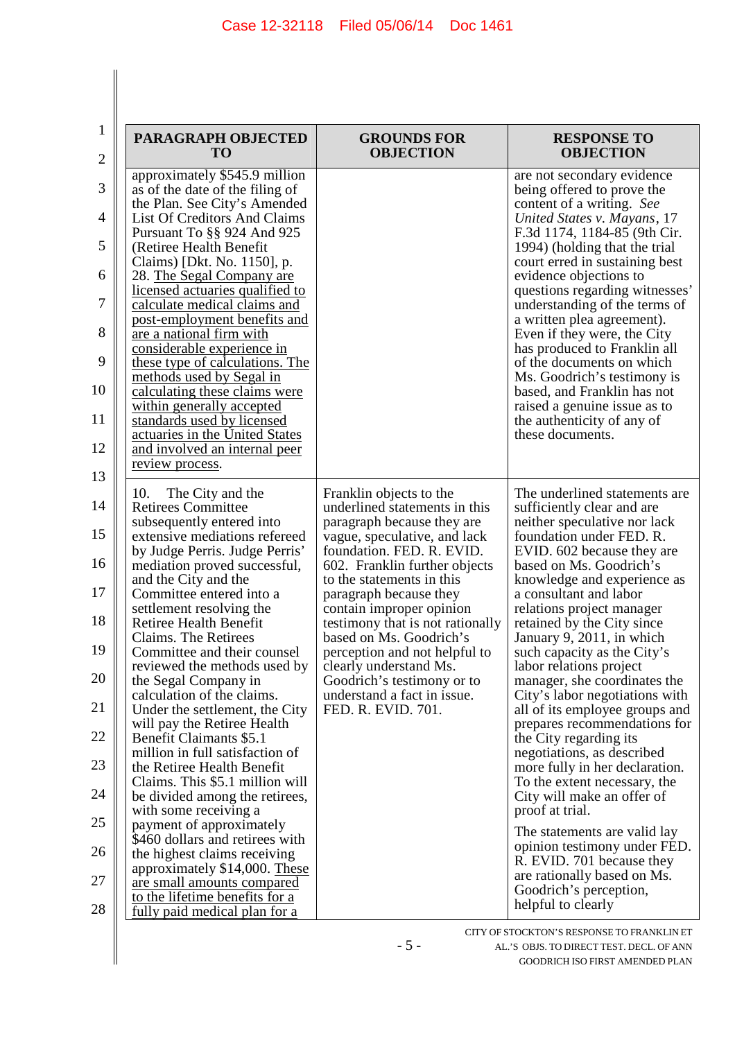| PARAGRAPH OBJECTED TO | GROUNDS FOR OBJECTION | RESPONSE TO OBJECTION |
|---|---|---|
| approximately $545.9 million as of the date of the filing of the Plan. See City's Amended List Of Creditors And Claims Pursuant To §§ 924 And 925 (Retiree Health Benefit Claims) [Dkt. No. 1150], p. 28. <u>The Segal Company are licensed actuaries qualified to calculate medical claims and post-employment benefits and are a national firm with considerable experience in these type of calculations. The methods used by Segal in calculating these claims were within generally accepted standards used by licensed actuaries in the United States and involved an internal peer review process</u>. | | are not secondary evidence being offered to prove the content of a writing. *See United States v. Mayans*, 17 F.3d 1174, 1184-85 (9th Cir. 1994) (holding that the trial court erred in sustaining best evidence objections to questions regarding witnesses' understanding of the terms of a written plea agreement). Even if they were, the City has produced to Franklin all of the documents on which Ms. Goodrich's testimony is based, and Franklin has not raised a genuine issue as to the authenticity of any of these documents. |
| 10. The City and the Retirees Committee subsequently entered into extensive mediations refereed by Judge Perris. Judge Perris' mediation proved successful, and the City and the Committee entered into a settlement resolving the Retiree Health Benefit Claims. The Retirees Committee and their counsel reviewed the methods used by the Segal Company in calculation of the claims. Under the settlement, the City will pay the Retiree Health Benefit Claimants $5.1 million in full satisfaction of the Retiree Health Benefit Claims. This $5.1 million will be divided among the retirees, with some receiving a payment of approximately $460 dollars and retirees with the highest claims receiving approximately $14,000. <u>These are small amounts compared to the lifetime benefits for a fully paid medical plan for a</u> | Franklin objects to the underlined statements in this paragraph because they are vague, speculative, and lack foundation. FED. R. EVID. 602. Franklin further objects to the statements in this paragraph because they contain improper opinion testimony that is not rationally based on Ms. Goodrich's perception and not helpful to clearly understand Ms. Goodrich's testimony or to understand a fact in issue. FED. R. EVID. 701. | The underlined statements are sufficiently clear and are neither speculative nor lack foundation under FED. R. EVID. 602 because they are based on Ms. Goodrich's knowledge and experience as a consultant and labor relations project manager retained by the City since January 9, 2011, in which such capacity as the City's labor relations project manager, she coordinates the City's labor negotiations with all of its employee groups and prepares recommendations for the City regarding its negotiations, as described more fully in her declaration. To the extent necessary, the City will make an offer of proof at trial.<br><br>The statements are valid lay opinion testimony under FED. R. EVID. 701 because they are rationally based on Ms. Goodrich's perception, helpful to clearly |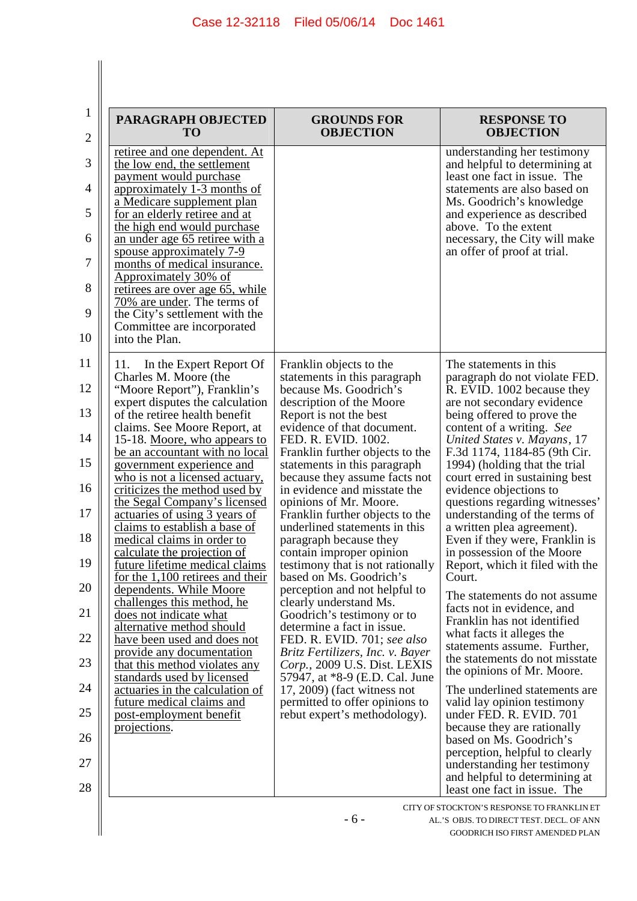| PARAGRAPH OBJECTED TO | GROUNDS FOR OBJECTION | RESPONSE TO OBJECTION |
|---|---|---|
| retiree and one dependent. At the low end, the settlement payment would purchase approximately 1-3 months of a Medicare supplement plan for an elderly retiree and at the high end would purchase an under age 65 retiree with a spouse approximately 7-9 months of medical insurance. Approximately 30% of retirees are over age 65, while 70% are under. The terms of the City's settlement with the Committee are incorporated into the Plan. | | understanding her testimony and helpful to determining at least one fact in issue. The statements are also based on Ms. Goodrich's knowledge and experience as described above. To the extent necessary, the City will make an offer of proof at trial. |
| 11. In the Expert Report Of Charles M. Moore (the "Moore Report"), Franklin's expert disputes the calculation of the retiree health benefit claims. See Moore Report, at 15-18. Moore, who appears to be an accountant with no local government experience and who is not a licensed actuary, criticizes the method used by the Segal Company's licensed actuaries of using 3 years of claims to establish a base of medical claims in order to calculate the projection of future lifetime medical claims for the 1,100 retirees and their dependents. While Moore challenges this method, he does not indicate what alternative method should have been used and does not provide any documentation that this method violates any standards used by licensed actuaries in the calculation of future medical claims and post-employment benefit projections. | Franklin objects to the statements in this paragraph because Ms. Goodrich's description of the Moore Report is not the best evidence of that document. FED. R. EVID. 1002. Franklin further objects to the statements in this paragraph because they assume facts not in evidence and misstate the opinions of Mr. Moore. Franklin further objects to the underlined statements in this paragraph because they contain improper opinion testimony that is not rationally based on Ms. Goodrich's perception and not helpful to clearly understand Ms. Goodrich's testimony or to determine a fact in issue. FED. R. EVID. 701; *see also Britz Fertilizers, Inc. v. Bayer Corp.*, 2009 U.S. Dist. LEXIS 57947, at *8-9 (E.D. Cal. June 17, 2009) (fact witness not permitted to offer opinions to rebut expert's methodology). | The statements in this paragraph do not violate FED. R. EVID. 1002 because they are not secondary evidence being offered to prove the content of a writing. *See United States v. Mayans*, 17 F.3d 1174, 1184-85 (9th Cir. 1994) (holding that the trial court erred in sustaining best evidence objections to questions regarding witnesses' understanding of the terms of a written plea agreement). Even if they were, Franklin is in possession of the Moore Report, which it filed with the Court.<br><br>The statements do not assume facts not in evidence, and Franklin has not identified what facts it alleges the statements assume. Further, the statements do not misstate the opinions of Mr. Moore.<br><br>The underlined statements are valid lay opinion testimony under FED. R. EVID 701 because they are rationally based on Ms. Goodrich's perception, helpful to clearly understanding her testimony and helpful to determining at least one fact in issue. The |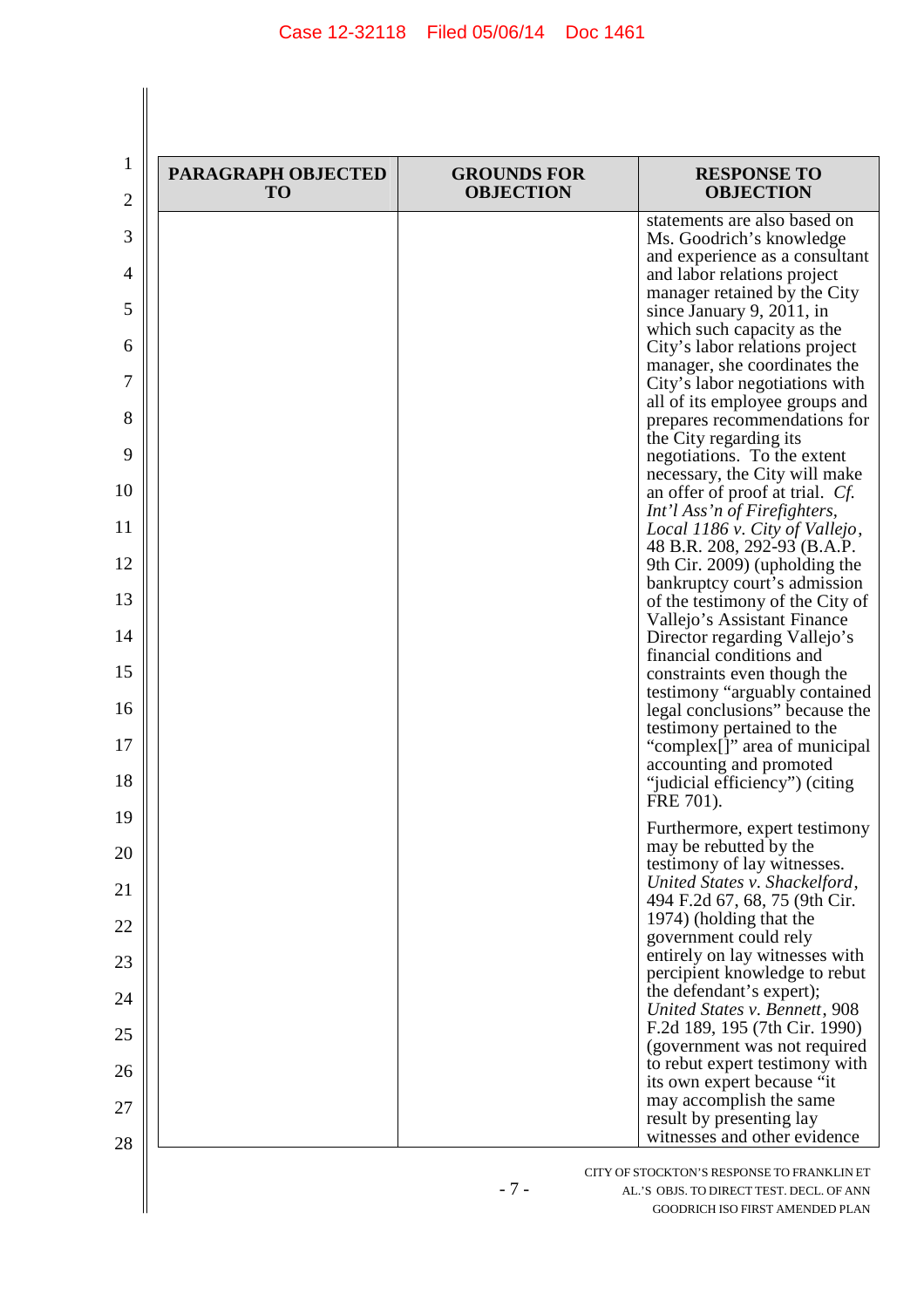| PARAGRAPH OBJECTED TO | GROUNDS FOR OBJECTION | RESPONSE TO OBJECTION |
|---|---|---|
| | | statements are also based on Ms. Goodrich's knowledge and experience as a consultant and labor relations project manager retained by the City since January 9, 2011, in which such capacity as the City's labor relations project manager, she coordinates the City's labor negotiations with all of its employee groups and prepares recommendations for the City regarding its negotiations. To the extent necessary, the City will make an offer of proof at trial. *Cf. Int'l Ass'n of Firefighters, Local 1186 v. City of Vallejo*, 48 B.R. 208, 292-93 (B.A.P. 9th Cir. 2009) (upholding the bankruptcy court's admission of the testimony of the City of Vallejo's Assistant Finance Director regarding Vallejo's financial conditions and constraints even though the testimony "arguably contained legal conclusions" because the testimony pertained to the "complex[]" area of municipal accounting and promoted "judicial efficiency") (citing FRE 701).<br><br>Furthermore, expert testimony may be rebutted by the testimony of lay witnesses. *United States v. Shackelford*, 494 F.2d 67, 68, 75 (9th Cir. 1974) (holding that the government could rely entirely on lay witnesses with percipient knowledge to rebut the defendant's expert); *United States v. Bennett*, 908 F.2d 189, 195 (7th Cir. 1990) (government was not required to rebut expert testimony with its own expert because "it may accomplish the same result by presenting lay witnesses and other evidence |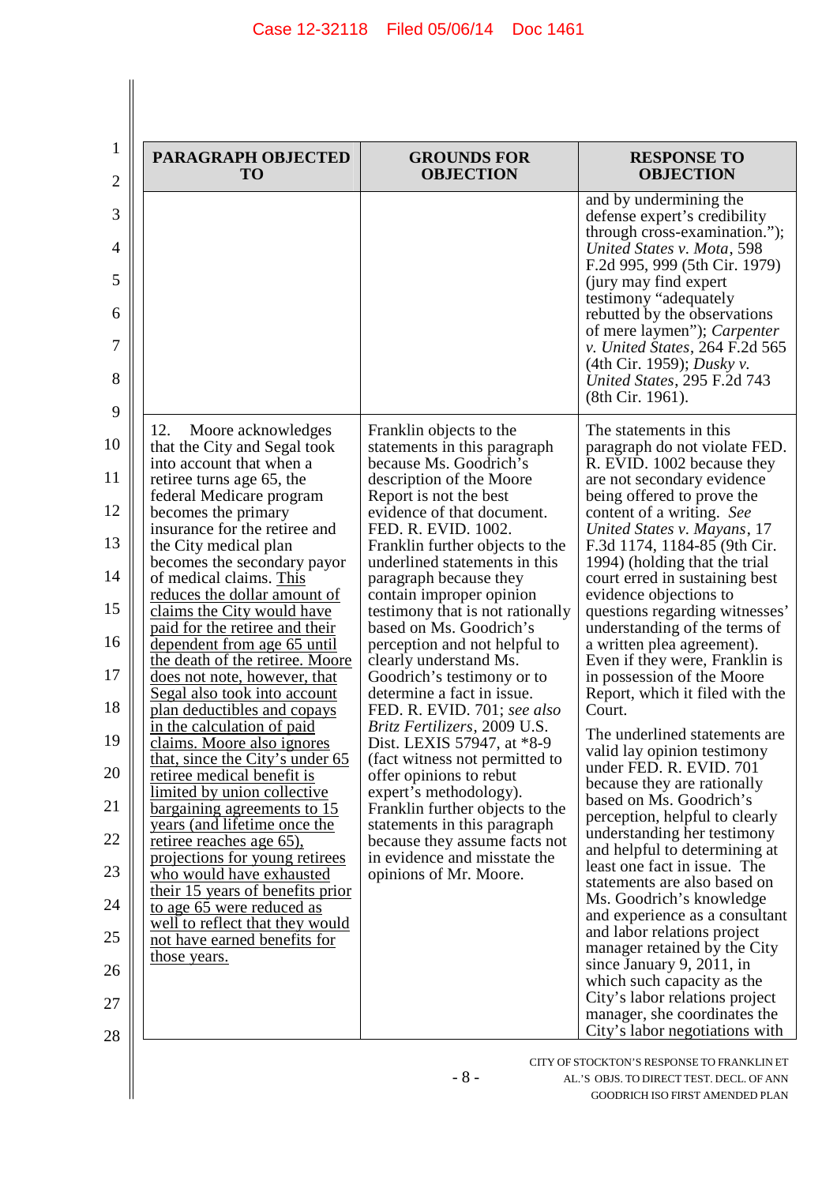| PARAGRAPH OBJECTED TO | GROUNDS FOR OBJECTION | RESPONSE TO OBJECTION |
|---|---|---|
| | | and by undermining the defense expert's credibility through cross-examination."); *United States v. Mota*, 598 F.2d 995, 999 (5th Cir. 1979) (jury may find expert testimony "adequately rebutted by the observations of mere laymen"); *Carpenter v. United States*, 264 F.2d 565 (4th Cir. 1959); *Dusky v. United States*, 295 F.2d 743 (8th Cir. 1961). |
| 12. Moore acknowledges that the City and Segal took into account that when a retiree turns age 65, the federal Medicare program becomes the primary insurance for the retiree and the City medical plan becomes the secondary payor of medical claims. <u>This reduces the dollar amount of claims the City would have paid for the retiree and their dependent from age 65 until the death of the retiree. Moore does not note, however, that Segal also took into account plan deductibles and copays in the calculation of paid claims. Moore also ignores that, since the City's under 65 retiree medical benefit is limited by union collective bargaining agreements to 15 years (and lifetime once the retiree reaches age 65), projections for young retirees who would have exhausted their 15 years of benefits prior to age 65 were reduced as well to reflect that they would not have earned benefits for those years.</u> | Franklin objects to the statements in this paragraph because Ms. Goodrich's description of the Moore Report is not the best evidence of that document. FED. R. EVID. 1002. Franklin further objects to the underlined statements in this paragraph because they contain improper opinion testimony that is not rationally based on Ms. Goodrich's perception and not helpful to clearly understand Ms. Goodrich's testimony or to determine a fact in issue. FED. R. EVID. 701; *see also Britz Fertilizers*, 2009 U.S. Dist. LEXIS 57947, at *8-9 (fact witness not permitted to offer opinions to rebut expert's methodology). Franklin further objects to the statements in this paragraph because they assume facts not in evidence and misstate the opinions of Mr. Moore. | The statements in this paragraph do not violate FED. R. EVID. 1002 because they are not secondary evidence being offered to prove the content of a writing. *See United States v. Mayans*, 17 F.3d 1174, 1184-85 (9th Cir. 1994) (holding that the trial court erred in sustaining best evidence objections to questions regarding witnesses' understanding of the terms of a written plea agreement). Even if they were, Franklin is in possession of the Moore Report, which it filed with the Court.<br><br>The underlined statements are valid lay opinion testimony under FED. R. EVID. 701 because they are rationally based on Ms. Goodrich's perception, helpful to clearly understanding her testimony and helpful to determining at least one fact in issue. The statements are also based on Ms. Goodrich's knowledge and experience as a consultant and labor relations project manager retained by the City since January 9, 2011, in which such capacity as the City's labor relations project manager, she coordinates the City's labor negotiations with |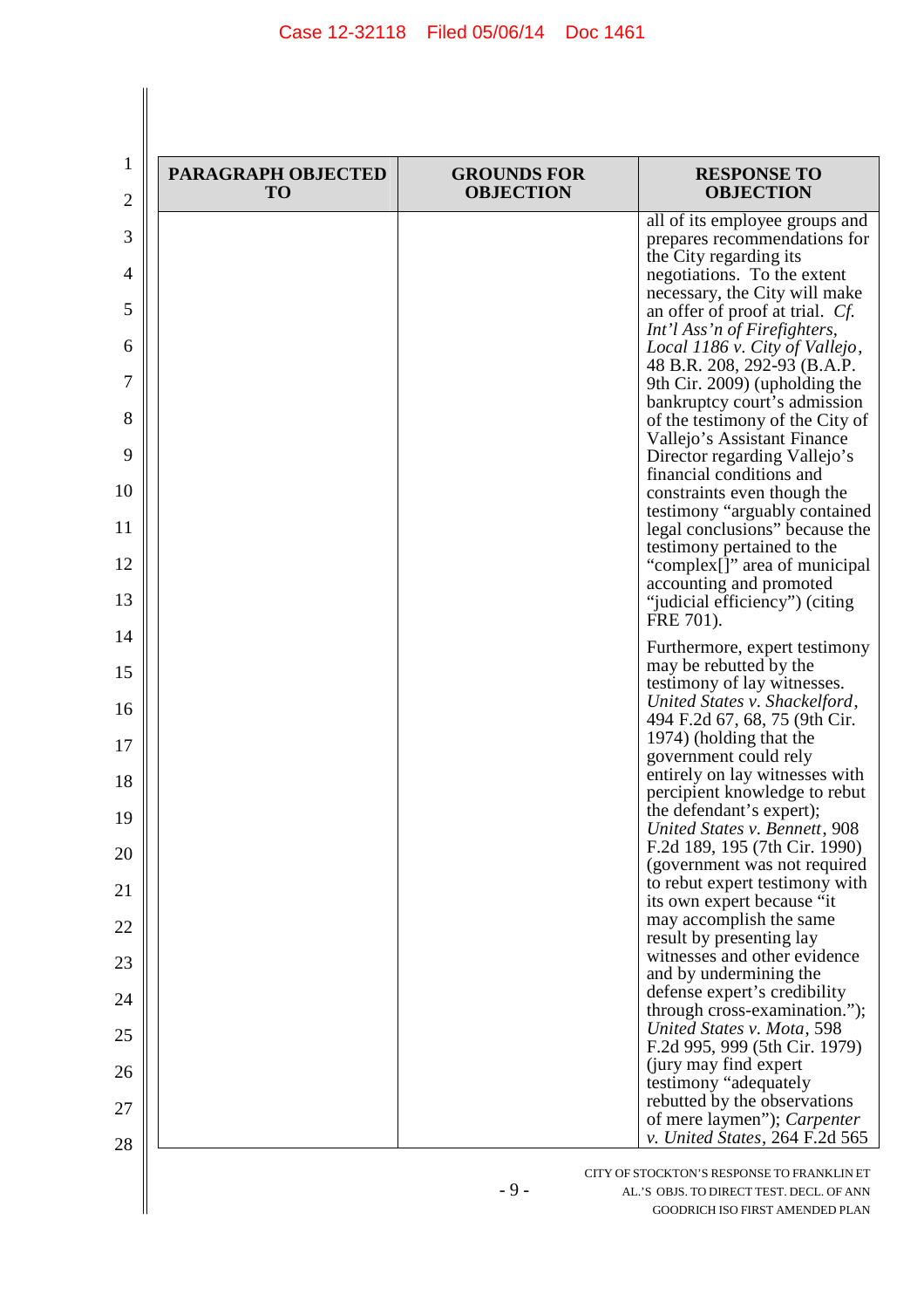| PARAGRAPH OBJECTED TO | GROUNDS FOR OBJECTION | RESPONSE TO OBJECTION |
|---|---|---|
| | | all of its employee groups and prepares recommendations for the City regarding its negotiations. To the extent necessary, the City will make an offer of proof at trial. *Cf. Int'l Ass'n of Firefighters, Local 1186 v. City of Vallejo*, 48 B.R. 208, 292-93 (B.A.P. 9th Cir. 2009) (upholding the bankruptcy court's admission of the testimony of the City of Vallejo's Assistant Finance Director regarding Vallejo's financial conditions and constraints even though the testimony "arguably contained legal conclusions" because the testimony pertained to the "complex[]" area of municipal accounting and promoted "judicial efficiency") (citing FRE 701).<br><br>Furthermore, expert testimony may be rebutted by the testimony of lay witnesses. *United States v. Shackelford*, 494 F.2d 67, 68, 75 (9th Cir. 1974) (holding that the government could rely entirely on lay witnesses with percipient knowledge to rebut the defendant's expert); *United States v. Bennett*, 908 F.2d 189, 195 (7th Cir. 1990) (government was not required to rebut expert testimony with its own expert because "it may accomplish the same result by presenting lay witnesses and other evidence and by undermining the defense expert's credibility through cross-examination."); *United States v. Mota*, 598 F.2d 995, 999 (5th Cir. 1979) (jury may find expert testimony "adequately rebutted by the observations of mere laymen"); *Carpenter v. United States*, 264 F.2d 565 |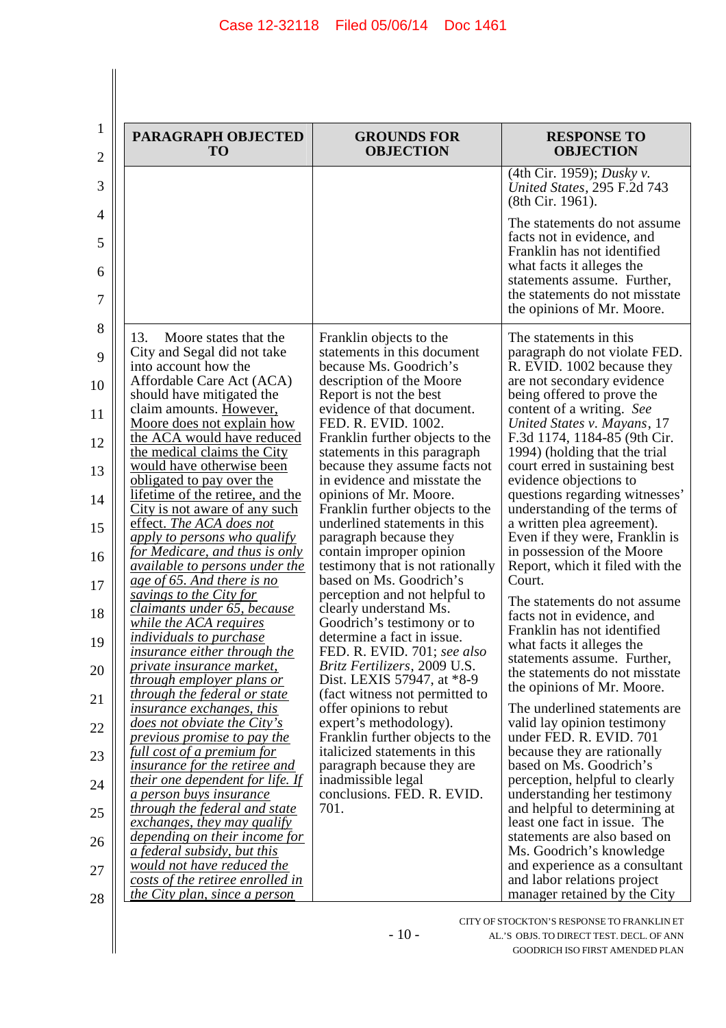| PARAGRAPH OBJECTED TO | GROUNDS FOR OBJECTION | RESPONSE TO OBJECTION |
|---|---|---|
| | | (4th Cir. 1959); *Dusky v. United States*, 295 F.2d 743 (8th Cir. 1961).<br><br>The statements do not assume facts not in evidence, and Franklin has not identified what facts it alleges the statements assume. Further, the statements do not misstate the opinions of Mr. Moore. |
| 13. Moore states that the City and Segal did not take into account how the Affordable Care Act (ACA) should have mitigated the claim amounts. <u>However, Moore does not explain how the ACA would have reduced the medical claims the City would have been obligated to pay over the lifetime of the retiree, and the City is not aware of any such effect.</u> <u>*The ACA does not apply to persons who qualify for Medicare, and thus is only available to persons under the age of 65. And there is no savings to the City for claimants under 65, because while the ACA requires individuals to purchase insurance either through the private insurance market, through employer plans or through the federal or state insurance exchanges, this does not obviate the City's previous promise to pay the full cost of a premium for insurance for the retiree and their one dependent for life. If a person buys insurance through the federal and state exchanges, they may qualify depending on their income for a federal subsidy, but this would not have reduced the costs of the retiree enrolled in the City plan, since a person*</u> | Franklin objects to the statements in this document because Ms. Goodrich's description of the Moore Report is not the best evidence of that document. FED. R. EVID. 1002. Franklin further objects to the statements in this paragraph because they assume facts not in evidence and misstate the opinions of Mr. Moore. Franklin further objects to the underlined statements in this paragraph because they contain improper opinion testimony that is not rationally based on Ms. Goodrich's perception and not helpful to clearly understand Ms. Goodrich's testimony or to determine a fact in issue. FED. R. EVID. 701; *see also Britz Fertilizers*, 2009 U.S. Dist. LEXIS 57947, at *8-9 (fact witness not permitted to offer opinions to rebut expert's methodology). Franklin further objects to the italicized statements in this paragraph because they are inadmissible legal conclusions. FED. R. EVID. 701. | The statements in this paragraph do not violate FED. R. EVID. 1002 because they are not secondary evidence being offered to prove the content of a writing. *See United States v. Mayans*, 17 F.3d 1174, 1184-85 (9th Cir. 1994) (holding that the trial court erred in sustaining best evidence objections to questions regarding witnesses' understanding of the terms of a written plea agreement). Even if they were, Franklin is in possession of the Moore Report, which it filed with the Court.<br><br>The statements do not assume facts not in evidence, and Franklin has not identified what facts it alleges the statements assume. Further, the statements do not misstate the opinions of Mr. Moore.<br><br>The underlined statements are valid lay opinion testimony under FED. R. EVID. 701 because they are rationally based on Ms. Goodrich's perception, helpful to clearly understanding her testimony and helpful to determining at least one fact in issue. The statements are also based on Ms. Goodrich's knowledge and experience as a consultant and labor relations project manager retained by the City |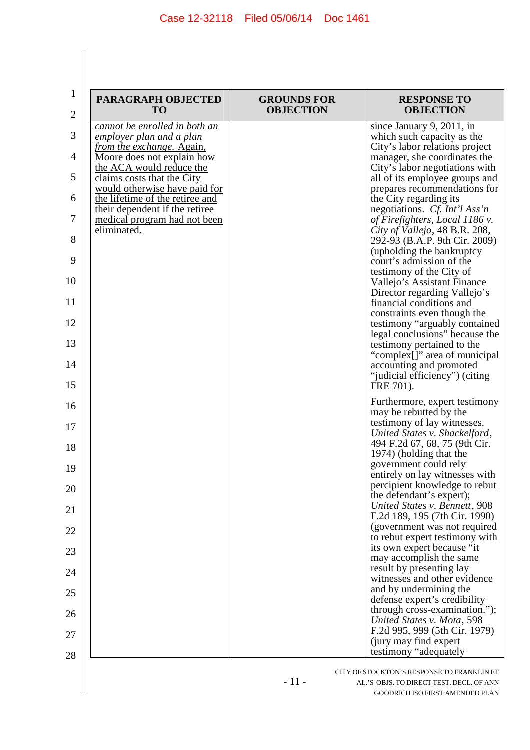| PARAGRAPH OBJECTED TO | GROUNDS FOR OBJECTION | RESPONSE TO OBJECTION |
|---|---|---|
| <u>*cannot be enrolled in both an employer plan and a plan from the exchange.* Again, Moore does not explain how the ACA would reduce the claims costs that the City would otherwise have paid for the lifetime of the retiree and their dependent if the retiree medical program had not been eliminated.</u> | | since January 9, 2011, in which such capacity as the City's labor relations project manager, she coordinates the City's labor negotiations with all of its employee groups and prepares recommendations for the City regarding its negotiations. *Cf. Int'l Ass'n of Firefighters, Local 1186 v. City of Vallejo*, 48 B.R. 208, 292-93 (B.A.P. 9th Cir. 2009) (upholding the bankruptcy court's admission of the testimony of the City of Vallejo's Assistant Finance Director regarding Vallejo's financial conditions and constraints even though the testimony "arguably contained legal conclusions" because the testimony pertained to the "complex[]" area of municipal accounting and promoted "judicial efficiency") (citing FRE 701).<br><br>Furthermore, expert testimony may be rebutted by the testimony of lay witnesses. *United States v. Shackelford*, 494 F.2d 67, 68, 75 (9th Cir. 1974) (holding that the government could rely entirely on lay witnesses with percipient knowledge to rebut the defendant's expert); *United States v. Bennett*, 908 F.2d 189, 195 (7th Cir. 1990) (government was not required to rebut expert testimony with its own expert because "it may accomplish the same result by presenting lay witnesses and other evidence and by undermining the defense expert's credibility through cross-examination."); *United States v. Mota*, 598 F.2d 995, 999 (5th Cir. 1979) (jury may find expert testimony "adequately |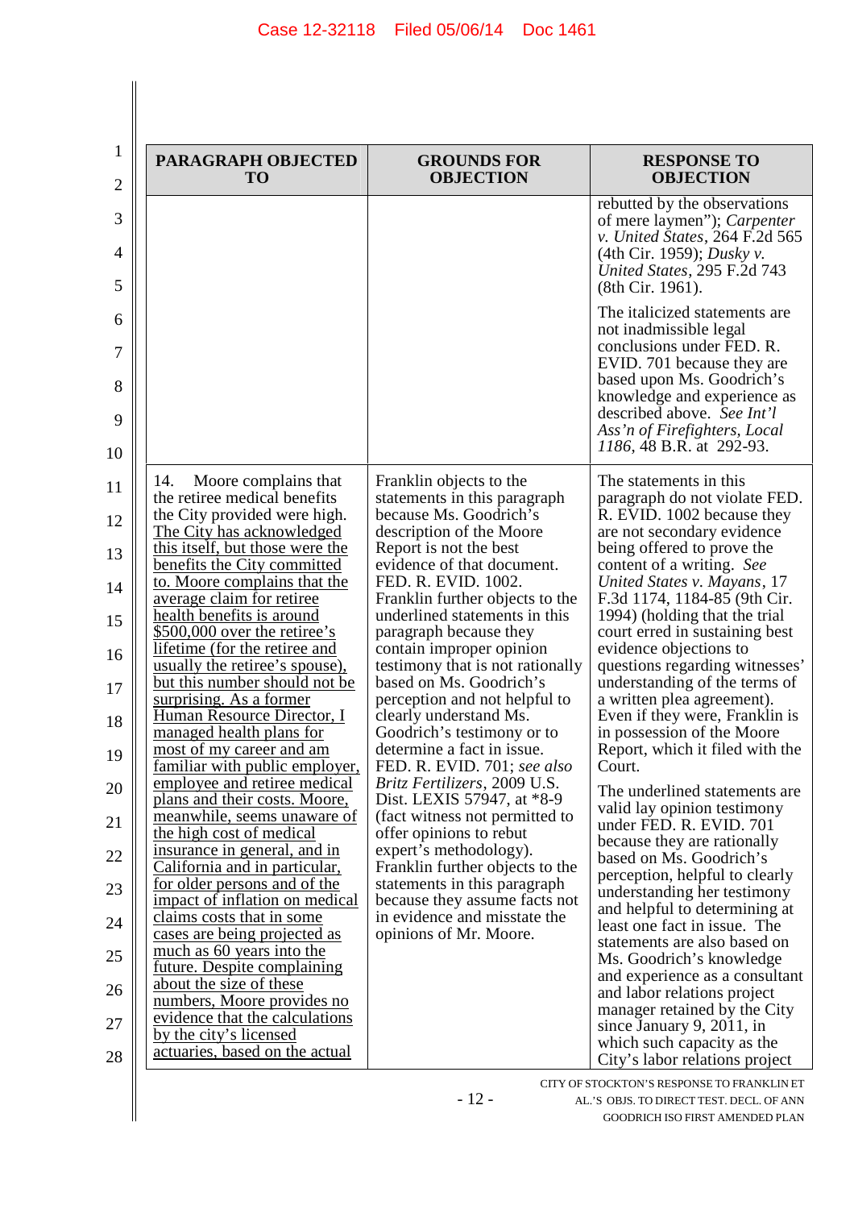| PARAGRAPH OBJECTED TO | GROUNDS FOR OBJECTION | RESPONSE TO OBJECTION |
|---|---|---|
| | | rebutted by the observations of mere laymen"); *Carpenter v. United States*, 264 F.2d 565 (4th Cir. 1959); *Dusky v. United States*, 295 F.2d 743 (8th Cir. 1961).<br><br>The italicized statements are not inadmissible legal conclusions under FED. R. EVID. 701 because they are based upon Ms. Goodrich's knowledge and experience as described above. *See Int'l Ass'n of Firefighters, Local 1186*, 48 B.R. at 292-93. |
| 14. Moore complains that the retiree medical benefits the City provided were high. <u>The City has acknowledged this itself, but those were the benefits the City committed to. Moore complains that the average claim for retiree health benefits is around $500,000 over the retiree's lifetime (for the retiree and usually the retiree's spouse), but this number should not be surprising. As a former Human Resource Director, I managed health plans for most of my career and am familiar with public employer, employee and retiree medical plans and their costs. Moore, meanwhile, seems unaware of the high cost of medical insurance in general, and in California and in particular, for older persons and of the impact of inflation on medical claims costs that in some cases are being projected as much as 60 years into the future. Despite complaining about the size of these numbers, Moore provides no evidence that the calculations by the city's licensed actuaries, based on the actual</u> | Franklin objects to the statements in this paragraph because Ms. Goodrich's description of the Moore Report is not the best evidence of that document. FED. R. EVID. 1002. Franklin further objects to the underlined statements in this paragraph because they contain improper opinion testimony that is not rationally based on Ms. Goodrich's perception and not helpful to clearly understand Ms. Goodrich's testimony or to determine a fact in issue. FED. R. EVID. 701; *see also Britz Fertilizers*, 2009 U.S. Dist. LEXIS 57947, at *8-9 (fact witness not permitted to offer opinions to rebut expert's methodology). Franklin further objects to the statements in this paragraph because they assume facts not in evidence and misstate the opinions of Mr. Moore. | The statements in this paragraph do not violate FED. R. EVID. 1002 because they are not secondary evidence being offered to prove the content of a writing. *See United States v. Mayans*, 17 F.3d 1174, 1184-85 (9th Cir. 1994) (holding that the trial court erred in sustaining best evidence objections to questions regarding witnesses' understanding of the terms of a written plea agreement). Even if they were, Franklin is in possession of the Moore Report, which it filed with the Court.<br><br>The underlined statements are valid lay opinion testimony under FED. R. EVID. 701 because they are rationally based on Ms. Goodrich's perception, helpful to clearly understanding her testimony and helpful to determining at least one fact in issue. The statements are also based on Ms. Goodrich's knowledge and experience as a consultant and labor relations project manager retained by the City since January 9, 2011, in which such capacity as the City's labor relations project |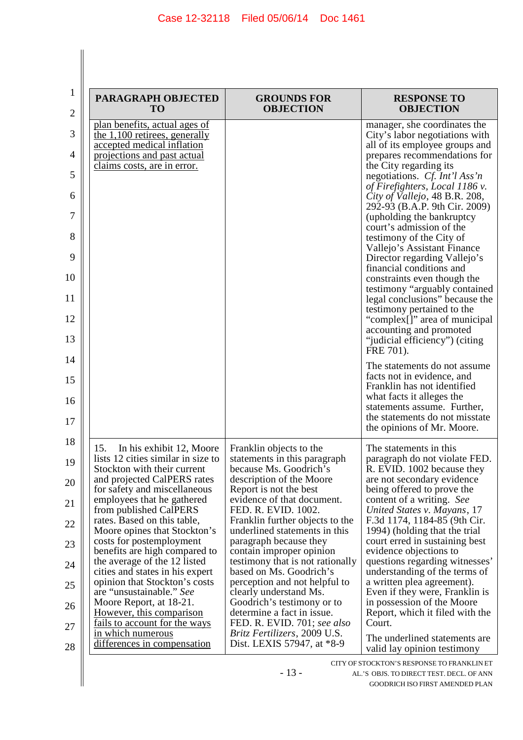| PARAGRAPH OBJECTED TO | GROUNDS FOR OBJECTION | RESPONSE TO OBJECTION |
|---|---|---|
| <u>plan benefits, actual ages of the 1,100 retirees, generally accepted medical inflation projections and past actual claims costs, are in error.</u> | | manager, she coordinates the City's labor negotiations with all of its employee groups and prepares recommendations for the City regarding its negotiations. *Cf. Int'l Ass'n of Firefighters, Local 1186 v. City of Vallejo*, 48 B.R. 208, 292-93 (B.A.P. 9th Cir. 2009) (upholding the bankruptcy court's admission of the testimony of the City of Vallejo's Assistant Finance Director regarding Vallejo's financial conditions and constraints even though the testimony "arguably contained legal conclusions" because the testimony pertained to the "complex[]" area of municipal accounting and promoted "judicial efficiency") (citing FRE 701).<br><br>The statements do not assume facts not in evidence, and Franklin has not identified what facts it alleges the statements assume. Further, the statements do not misstate the opinions of Mr. Moore. |
| 15. In his exhibit 12, Moore lists 12 cities similar in size to Stockton with their current and projected CalPERS rates for safety and miscellaneous employees that he gathered from published CalPERS rates. Based on this table, Moore opines that Stockton's costs for postemployment benefits are high compared to the average of the 12 listed cities and states in his expert opinion that Stockton's costs are "unsustainable." *See* Moore Report, at 18-21. <u>However, this comparison fails to account for the ways in which numerous differences in compensation</u> | Franklin objects to the statements in this paragraph because Ms. Goodrich's description of the Moore Report is not the best evidence of that document. FED. R. EVID. 1002. Franklin further objects to the underlined statements in this paragraph because they contain improper opinion testimony that is not rationally based on Ms. Goodrich's perception and not helpful to clearly understand Ms. Goodrich's testimony or to determine a fact in issue. FED. R. EVID. 701; *see also Britz Fertilizers*, 2009 U.S. Dist. LEXIS 57947, at *8-9 | The statements in this paragraph do not violate FED. R. EVID. 1002 because they are not secondary evidence being offered to prove the content of a writing. *See United States v. Mayans*, 17 F.3d 1174, 1184-85 (9th Cir. 1994) (holding that the trial court erred in sustaining best evidence objections to questions regarding witnesses' understanding of the terms of a written plea agreement). Even if they were, Franklin is in possession of the Moore Report, which it filed with the Court.<br><br>The underlined statements are valid lay opinion testimony |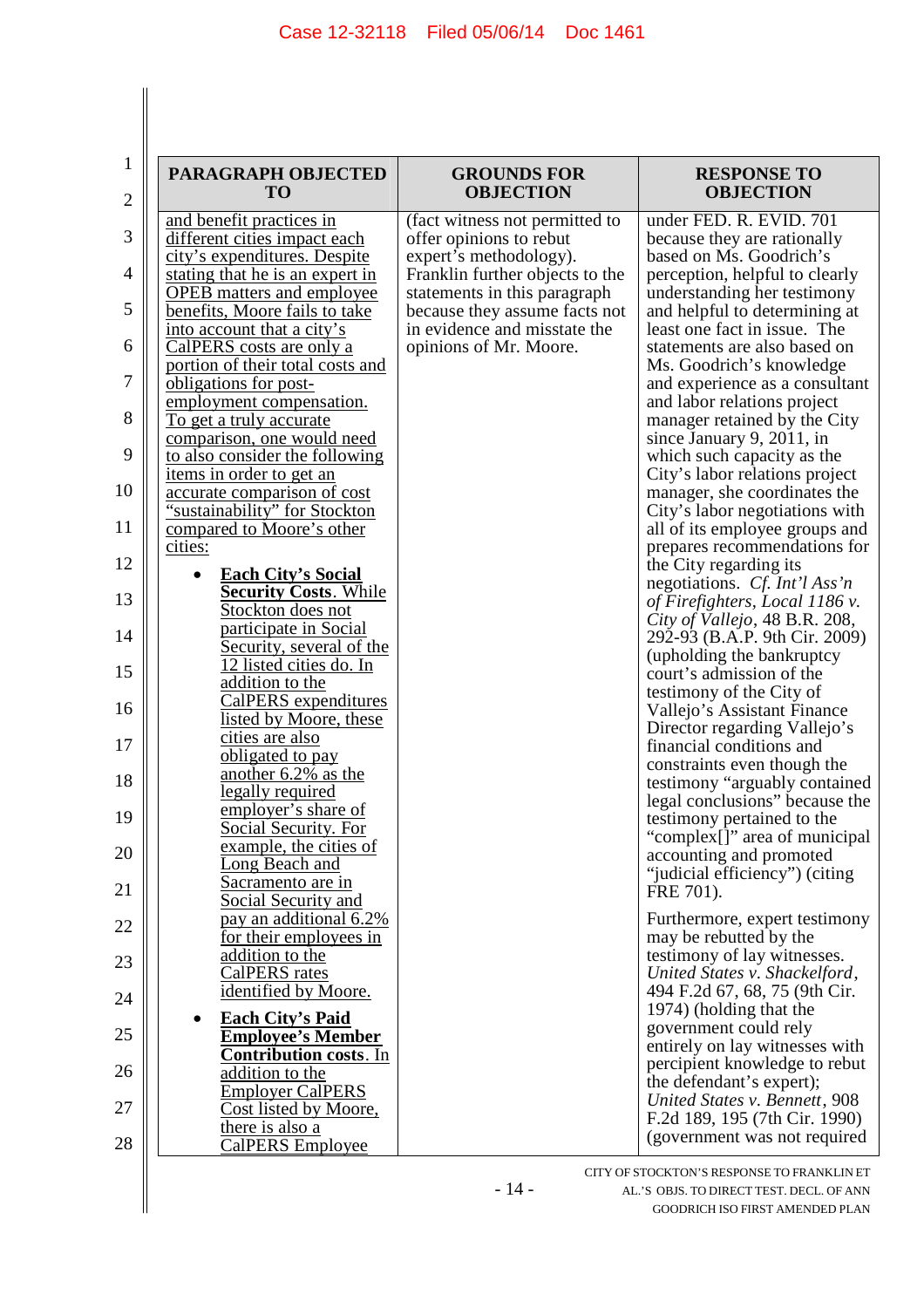| PARAGRAPH OBJECTED TO | GROUNDS FOR OBJECTION | RESPONSE TO OBJECTION |
|---|---|---|
| <u>and benefit practices in different cities impact each city's expenditures. Despite stating that he is an expert in OPEB matters and employee benefits, Moore fails to take into account that a city's CalPERS costs are only a portion of their total costs and obligations for post-employment compensation. To get a truly accurate comparison, one would need to also consider the following items in order to get an accurate comparison of cost "sustainability" for Stockton compared to Moore's other cities:</u><br><br>• <u>**Each City's Social Security Costs**. While Stockton does not participate in Social Security, several of the 12 listed cities do. In addition to the CalPERS expenditures listed by Moore, these cities are also obligated to pay another 6.2% as the legally required employer's share of Social Security. For example, the cities of Long Beach and Sacramento are in Social Security and pay an additional 6.2% for their employees in addition to the CalPERS rates identified by Moore.</u><br><br>• <u>**Each City's Paid Employee's Member Contribution costs**. In addition to the Employer CalPERS Cost listed by Moore, there is also a CalPERS Employee</u> | (fact witness not permitted to offer opinions to rebut expert's methodology). Franklin further objects to the statements in this paragraph because they assume facts not in evidence and misstate the opinions of Mr. Moore. | under FED. R. EVID. 701 because they are rationally based on Ms. Goodrich's perception, helpful to clearly understanding her testimony and helpful to determining at least one fact in issue. The statements are also based on Ms. Goodrich's knowledge and experience as a consultant and labor relations project manager retained by the City since January 9, 2011, in which such capacity as the City's labor relations project manager, she coordinates the City's labor negotiations with all of its employee groups and prepares recommendations for the City regarding its negotiations. *Cf. Int'l Ass'n of Firefighters, Local 1186 v. City of Vallejo*, 48 B.R. 208, 292-93 (B.A.P. 9th Cir. 2009) (upholding the bankruptcy court's admission of the testimony of the City of Vallejo's Assistant Finance Director regarding Vallejo's financial conditions and constraints even though the testimony "arguably contained legal conclusions" because the testimony pertained to the "complex[]" area of municipal accounting and promoted "judicial efficiency") (citing FRE 701).<br><br>Furthermore, expert testimony may be rebutted by the testimony of lay witnesses. *United States v. Shackelford*, 494 F.2d 67, 68, 75 (9th Cir. 1974) (holding that the government could rely entirely on lay witnesses with percipient knowledge to rebut the defendant's expert); *United States v. Bennett*, 908 F.2d 189, 195 (7th Cir. 1990) (government was not required |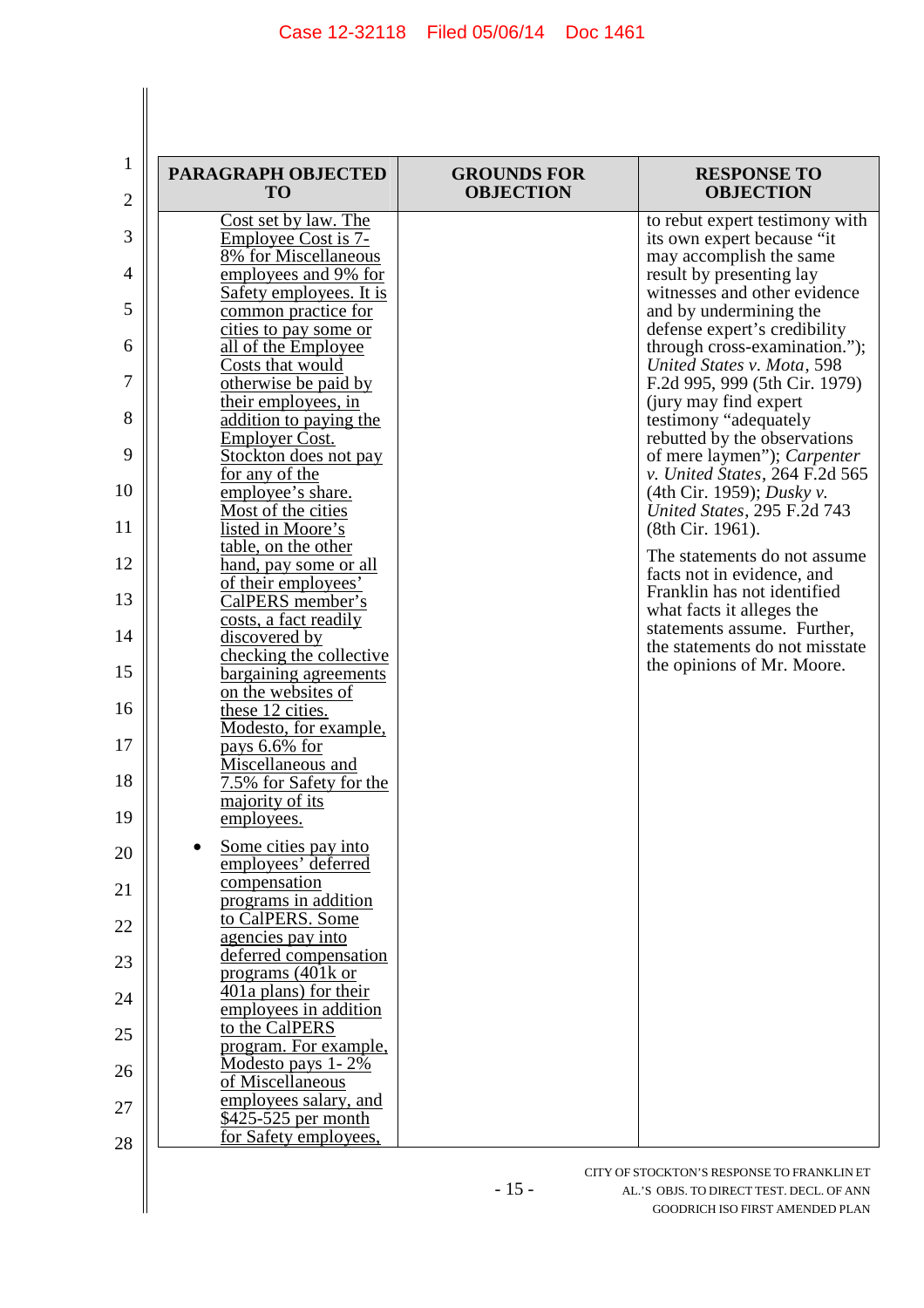| PARAGRAPH OBJECTED TO | GROUNDS FOR OBJECTION | RESPONSE TO OBJECTION |
|---|---|---|
| Cost set by law. The Employee Cost is 7-8% for Miscellaneous employees and 9% for Safety employees. It is common practice for cities to pay some or all of the Employee Costs that would otherwise be paid by their employees, in addition to paying the Employer Cost. Stockton does not pay for any of the employee's share. Most of the cities listed in Moore's table, on the other hand, pay some or all of their employees' CalPERS member's costs, a fact readily discovered by checking the collective bargaining agreements on the websites of these 12 cities. Modesto, for example, pays 6.6% for Miscellaneous and 7.5% for Safety for the majority of its employees.<br><br>• Some cities pay into employees' deferred compensation programs in addition to CalPERS. Some agencies pay into deferred compensation programs (401k or 401a plans) for their employees in addition to the CalPERS program. For example, Modesto pays 1- 2% of Miscellaneous employees salary, and \$425-525 per month for Safety employees, | | to rebut expert testimony with its own expert because "it may accomplish the same result by presenting lay witnesses and other evidence and by undermining the defense expert's credibility through cross-examination."); *United States v. Mota*, 598 F.2d 995, 999 (5th Cir. 1979) (jury may find expert testimony "adequately rebutted by the observations of mere laymen"); *Carpenter v. United States*, 264 F.2d 565 (4th Cir. 1959); *Dusky v. United States*, 295 F.2d 743 (8th Cir. 1961).<br><br>The statements do not assume facts not in evidence, and Franklin has not identified what facts it alleges the statements assume. Further, the statements do not misstate the opinions of Mr. Moore. |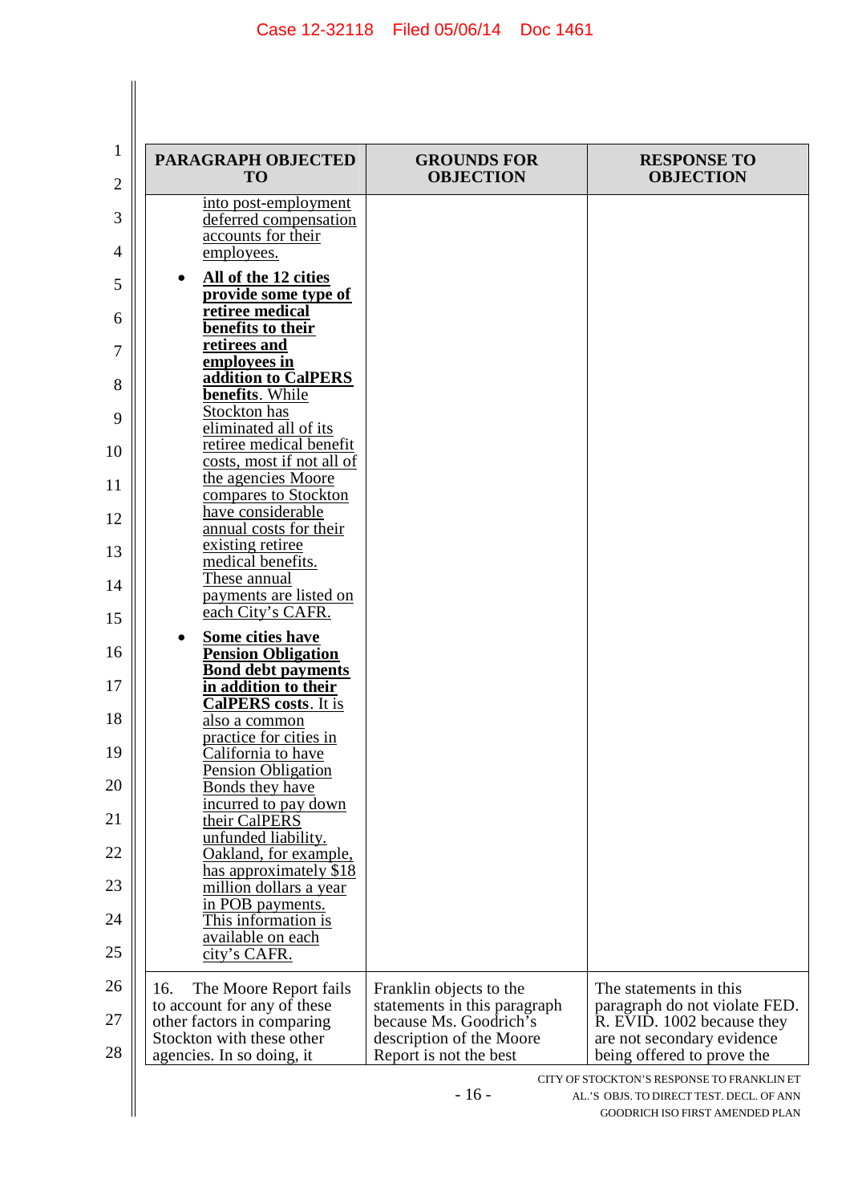| PARAGRAPH OBJECTED TO | GROUNDS FOR OBJECTION | RESPONSE TO OBJECTION |
|---|---|---|
| into post-employment deferred compensation accounts for their employees.<br>• **All of the 12 cities provide some type of retiree medical benefits to their retirees and employees in addition to CalPERS benefits**. While Stockton has eliminated all of its retiree medical benefit costs, most if not all of the agencies Moore compares to Stockton have considerable annual costs for their existing retiree medical benefits. These annual payments are listed on each City's CAFR.<br>• **Some cities have Pension Obligation Bond debt payments in addition to their CalPERS costs**. It is also a common practice for cities in California to have Pension Obligation Bonds they have incurred to pay down their CalPERS unfunded liability. Oakland, for example, has approximately $18 million dollars a year in POB payments. This information is available on each city's CAFR. | | |
| 16. The Moore Report fails to account for any of these other factors in comparing Stockton with these other agencies. In so doing, it | Franklin objects to the statements in this paragraph because Ms. Goodrich's description of the Moore Report is not the best | The statements in this paragraph do not violate FED. R. EVID. 1002 because they are not secondary evidence being offered to prove the |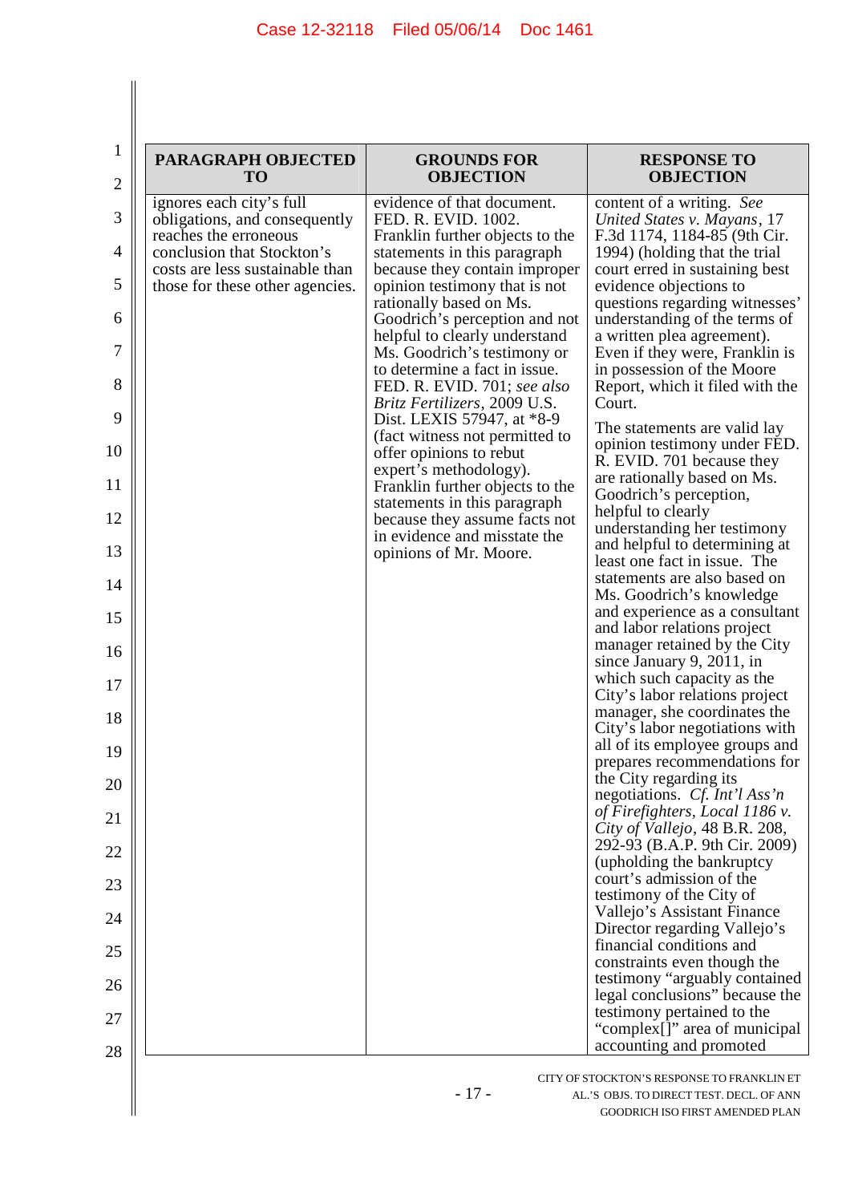| PARAGRAPH OBJECTED TO | GROUNDS FOR OBJECTION | RESPONSE TO OBJECTION |
|---|---|---|
| ignores each city's full obligations, and consequently reaches the erroneous conclusion that Stockton's costs are less sustainable than those for these other agencies. | evidence of that document. FED. R. EVID. 1002. Franklin further objects to the statements in this paragraph because they contain improper opinion testimony that is not rationally based on Ms. Goodrich's perception and not helpful to clearly understand Ms. Goodrich's testimony or to determine a fact in issue. FED. R. EVID. 701; *see also Britz Fertilizers*, 2009 U.S. Dist. LEXIS 57947, at *8-9 (fact witness not permitted to offer opinions to rebut expert's methodology). Franklin further objects to the statements in this paragraph because they assume facts not in evidence and misstate the opinions of Mr. Moore. | content of a writing. *See United States v. Mayans*, 17 F.3d 1174, 1184-85 (9th Cir. 1994) (holding that the trial court erred in sustaining best evidence objections to questions regarding witnesses' understanding of the terms of a written plea agreement). Even if they were, Franklin is in possession of the Moore Report, which it filed with the Court.<br><br>The statements are valid lay opinion testimony under FED. R. EVID. 701 because they are rationally based on Ms. Goodrich's perception, helpful to clearly understanding her testimony and helpful to determining at least one fact in issue. The statements are also based on Ms. Goodrich's knowledge and experience as a consultant and labor relations project manager retained by the City since January 9, 2011, in which such capacity as the City's labor relations project manager, she coordinates the City's labor negotiations with all of its employee groups and prepares recommendations for the City regarding its negotiations. *Cf. Int'l Ass'n of Firefighters, Local 1186 v. City of Vallejo*, 48 B.R. 208, 292-93 (B.A.P. 9th Cir. 2009) (upholding the bankruptcy court's admission of the testimony of the City of Vallejo's Assistant Finance Director regarding Vallejo's financial conditions and constraints even though the testimony "arguably contained legal conclusions" because the testimony pertained to the "complex[]" area of municipal accounting and promoted |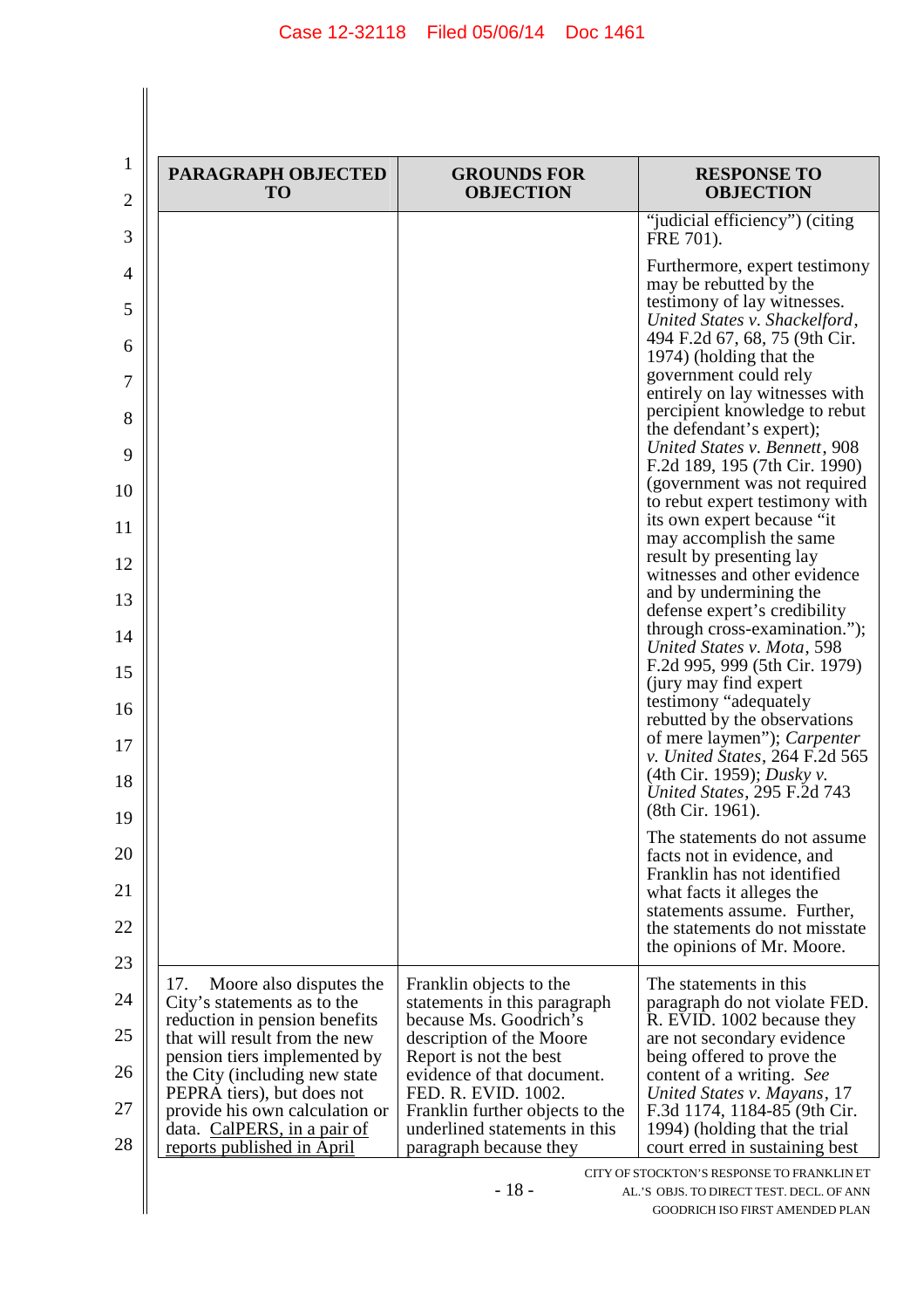| PARAGRAPH OBJECTED TO | GROUNDS FOR OBJECTION | RESPONSE TO OBJECTION |
|---|---|---|
| | | "judicial efficiency") (citing FRE 701).<br><br>Furthermore, expert testimony may be rebutted by the testimony of lay witnesses. *United States v. Shackelford*, 494 F.2d 67, 68, 75 (9th Cir. 1974) (holding that the government could rely entirely on lay witnesses with percipient knowledge to rebut the defendant's expert); *United States v. Bennett*, 908 F.2d 189, 195 (7th Cir. 1990) (government was not required to rebut expert testimony with its own expert because "it may accomplish the same result by presenting lay witnesses and other evidence and by undermining the defense expert's credibility through cross-examination."); *United States v. Mota*, 598 F.2d 995, 999 (5th Cir. 1979) (jury may find expert testimony "adequately rebutted by the observations of mere laymen"); *Carpenter v. United States*, 264 F.2d 565 (4th Cir. 1959); *Dusky v. United States*, 295 F.2d 743 (8th Cir. 1961).<br><br>The statements do not assume facts not in evidence, and Franklin has not identified what facts it alleges the statements assume. Further, the statements do not misstate the opinions of Mr. Moore. |
| 17. Moore also disputes the City's statements as to the reduction in pension benefits that will result from the new pension tiers implemented by the City (including new state PEPRA tiers), but does not provide his own calculation or data. <u>CalPERS, in a pair of reports published in April</u> | Franklin objects to the statements in this paragraph because Ms. Goodrich's description of the Moore Report is not the best evidence of that document. FED. R. EVID. 1002. Franklin further objects to the underlined statements in this paragraph because they | The statements in this paragraph do not violate FED. R. EVID. 1002 because they are not secondary evidence being offered to prove the content of a writing. *See United States v. Mayans*, 17 F.3d 1174, 1184-85 (9th Cir. 1994) (holding that the trial court erred in sustaining best |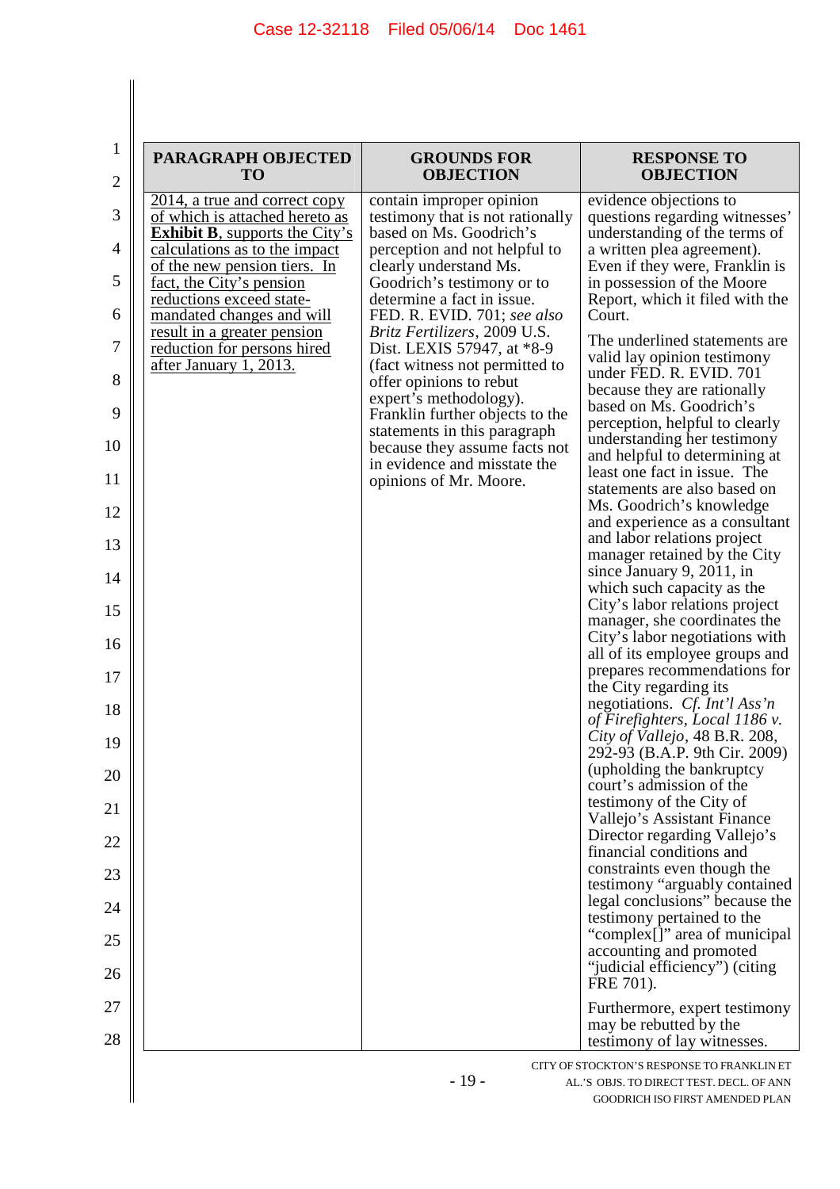| PARAGRAPH OBJECTED TO | GROUNDS FOR OBJECTION | RESPONSE TO OBJECTION |
|---|---|---|
| 2014, a true and correct copy of which is attached hereto as **Exhibit B**, supports the City's calculations as to the impact of the new pension tiers. In fact, the City's pension reductions exceed state-mandated changes and will result in a greater pension reduction for persons hired after January 1, 2013. | contain improper opinion testimony that is not rationally based on Ms. Goodrich's perception and not helpful to clearly understand Ms. Goodrich's testimony or to determine a fact in issue. FED. R. EVID. 701; *see also Britz Fertilizers*, 2009 U.S. Dist. LEXIS 57947, at *8-9 (fact witness not permitted to offer opinions to rebut expert's methodology). Franklin further objects to the statements in this paragraph because they assume facts not in evidence and misstate the opinions of Mr. Moore. | evidence objections to questions regarding witnesses' understanding of the terms of a written plea agreement). Even if they were, Franklin is in possession of the Moore Report, which it filed with the Court.<br><br>The underlined statements are valid lay opinion testimony under FED. R. EVID. 701 because they are rationally based on Ms. Goodrich's perception, helpful to clearly understanding her testimony and helpful to determining at least one fact in issue. The statements are also based on Ms. Goodrich's knowledge and experience as a consultant and labor relations project manager retained by the City since January 9, 2011, in which such capacity as the City's labor relations project manager, she coordinates the City's labor negotiations with all of its employee groups and prepares recommendations for the City regarding its negotiations. *Cf. Int'l Ass'n of Firefighters, Local 1186 v. City of Vallejo*, 48 B.R. 208, 292-93 (B.A.P. 9th Cir. 2009) (upholding the bankruptcy court's admission of the testimony of the City of Vallejo's Assistant Finance Director regarding Vallejo's financial conditions and constraints even though the testimony "arguably contained legal conclusions" because the testimony pertained to the "complex[]" area of municipal accounting and promoted "judicial efficiency") (citing FRE 701).<br><br>Furthermore, expert testimony may be rebutted by the testimony of lay witnesses. |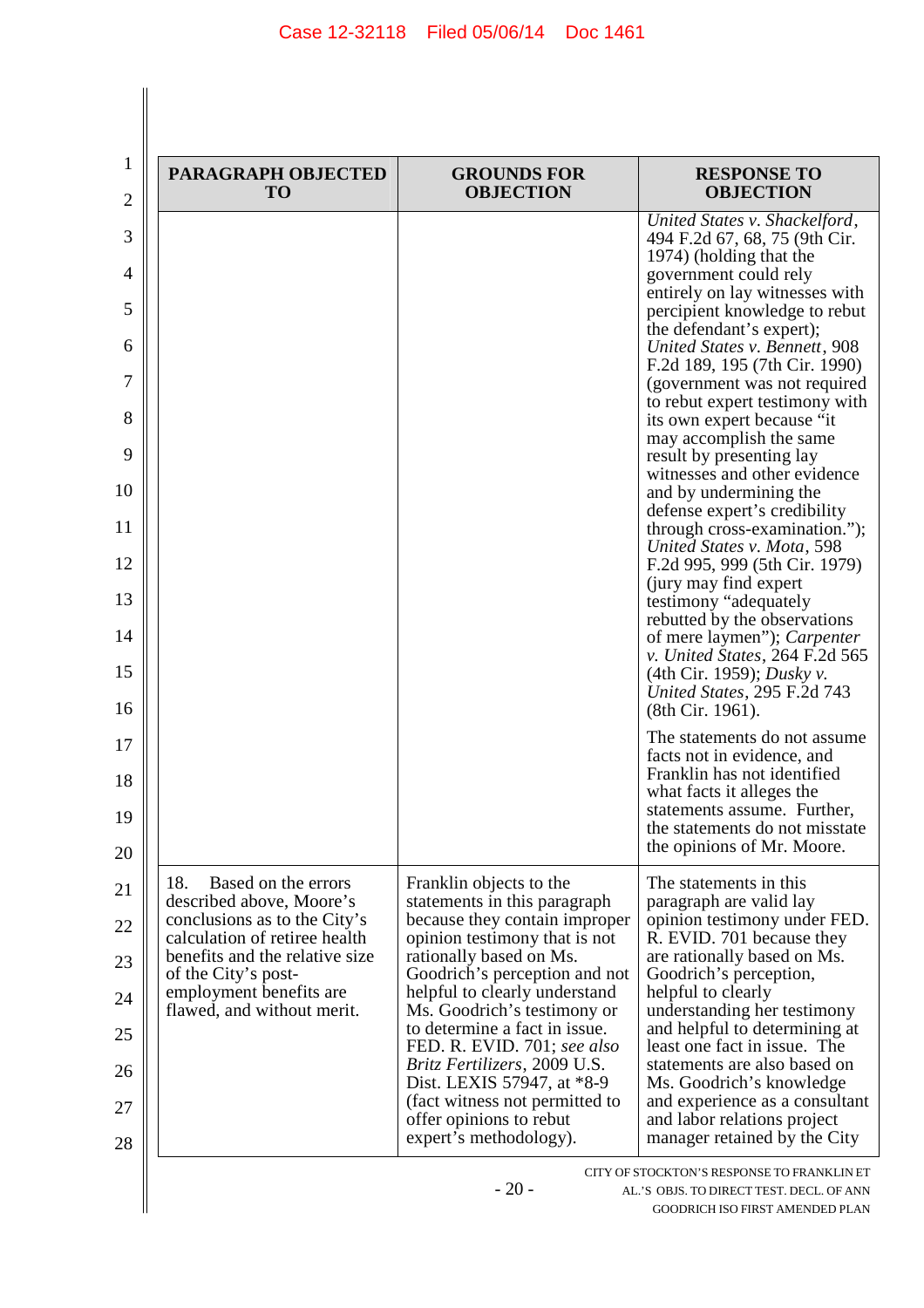| PARAGRAPH OBJECTED TO | GROUNDS FOR OBJECTION | RESPONSE TO OBJECTION |
|---|---|---|
| | | *United States v. Shackelford*, 494 F.2d 67, 68, 75 (9th Cir. 1974) (holding that the government could rely entirely on lay witnesses with percipient knowledge to rebut the defendant's expert); *United States v. Bennett*, 908 F.2d 189, 195 (7th Cir. 1990) (government was not required to rebut expert testimony with its own expert because "it may accomplish the same result by presenting lay witnesses and other evidence and by undermining the defense expert's credibility through cross-examination."); *United States v. Mota*, 598 F.2d 995, 999 (5th Cir. 1979) (jury may find expert testimony "adequately rebutted by the observations of mere laymen"); *Carpenter v. United States*, 264 F.2d 565 (4th Cir. 1959); *Dusky v. United States*, 295 F.2d 743 (8th Cir. 1961).<br><br>The statements do not assume facts not in evidence, and Franklin has not identified what facts it alleges the statements assume. Further, the statements do not misstate the opinions of Mr. Moore. |
| 18. Based on the errors described above, Moore's conclusions as to the City's calculation of retiree health benefits and the relative size of the City's post-employment benefits are flawed, and without merit. | Franklin objects to the statements in this paragraph because they contain improper opinion testimony that is not rationally based on Ms. Goodrich's perception and not helpful to clearly understand Ms. Goodrich's testimony or to determine a fact in issue. FED. R. EVID. 701; *see also Britz Fertilizers*, 2009 U.S. Dist. LEXIS 57947, at *8-9 (fact witness not permitted to offer opinions to rebut expert's methodology). | The statements in this paragraph are valid lay opinion testimony under FED. R. EVID. 701 because they are rationally based on Ms. Goodrich's perception, helpful to clearly understanding her testimony and helpful to determining at least one fact in issue. The statements are also based on Ms. Goodrich's knowledge and experience as a consultant and labor relations project manager retained by the City |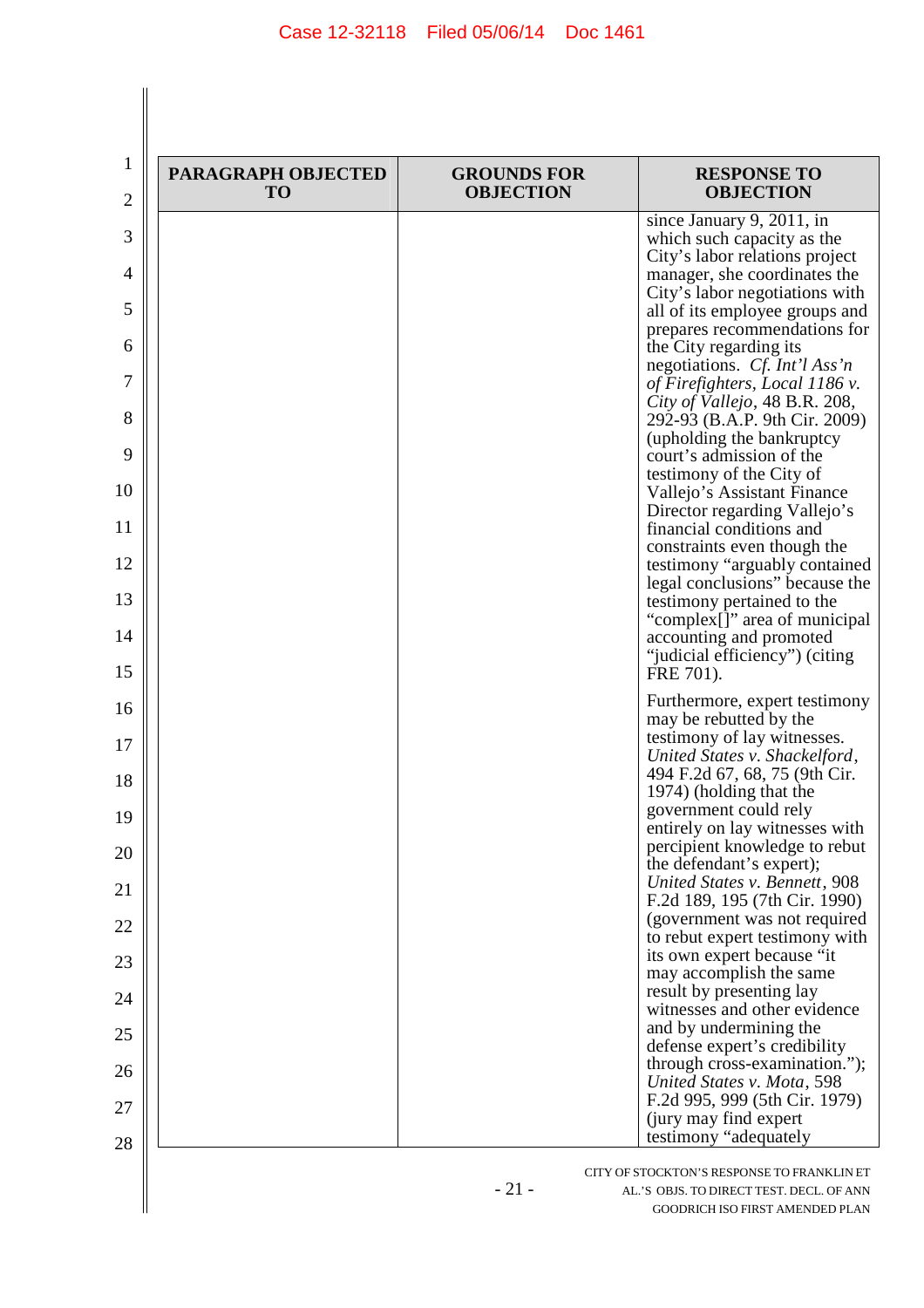| PARAGRAPH OBJECTED TO | GROUNDS FOR OBJECTION | RESPONSE TO OBJECTION |
|---|---|---|
| | | since January 9, 2011, in which such capacity as the City's labor relations project manager, she coordinates the City's labor negotiations with all of its employee groups and prepares recommendations for the City regarding its negotiations. *Cf. Int'l Ass'n of Firefighters, Local 1186 v. City of Vallejo*, 48 B.R. 208, 292-93 (B.A.P. 9th Cir. 2009) (upholding the bankruptcy court's admission of the testimony of the City of Vallejo's Assistant Finance Director regarding Vallejo's financial conditions and constraints even though the testimony "arguably contained legal conclusions" because the testimony pertained to the "complex[]" area of municipal accounting and promoted "judicial efficiency") (citing FRE 701).<br><br>Furthermore, expert testimony may be rebutted by the testimony of lay witnesses. *United States v. Shackelford*, 494 F.2d 67, 68, 75 (9th Cir. 1974) (holding that the government could rely entirely on lay witnesses with percipient knowledge to rebut the defendant's expert); *United States v. Bennett*, 908 F.2d 189, 195 (7th Cir. 1990) (government was not required to rebut expert testimony with its own expert because "it may accomplish the same result by presenting lay witnesses and other evidence and by undermining the defense expert's credibility through cross-examination."); *United States v. Mota*, 598 F.2d 995, 999 (5th Cir. 1979) (jury may find expert testimony "adequately |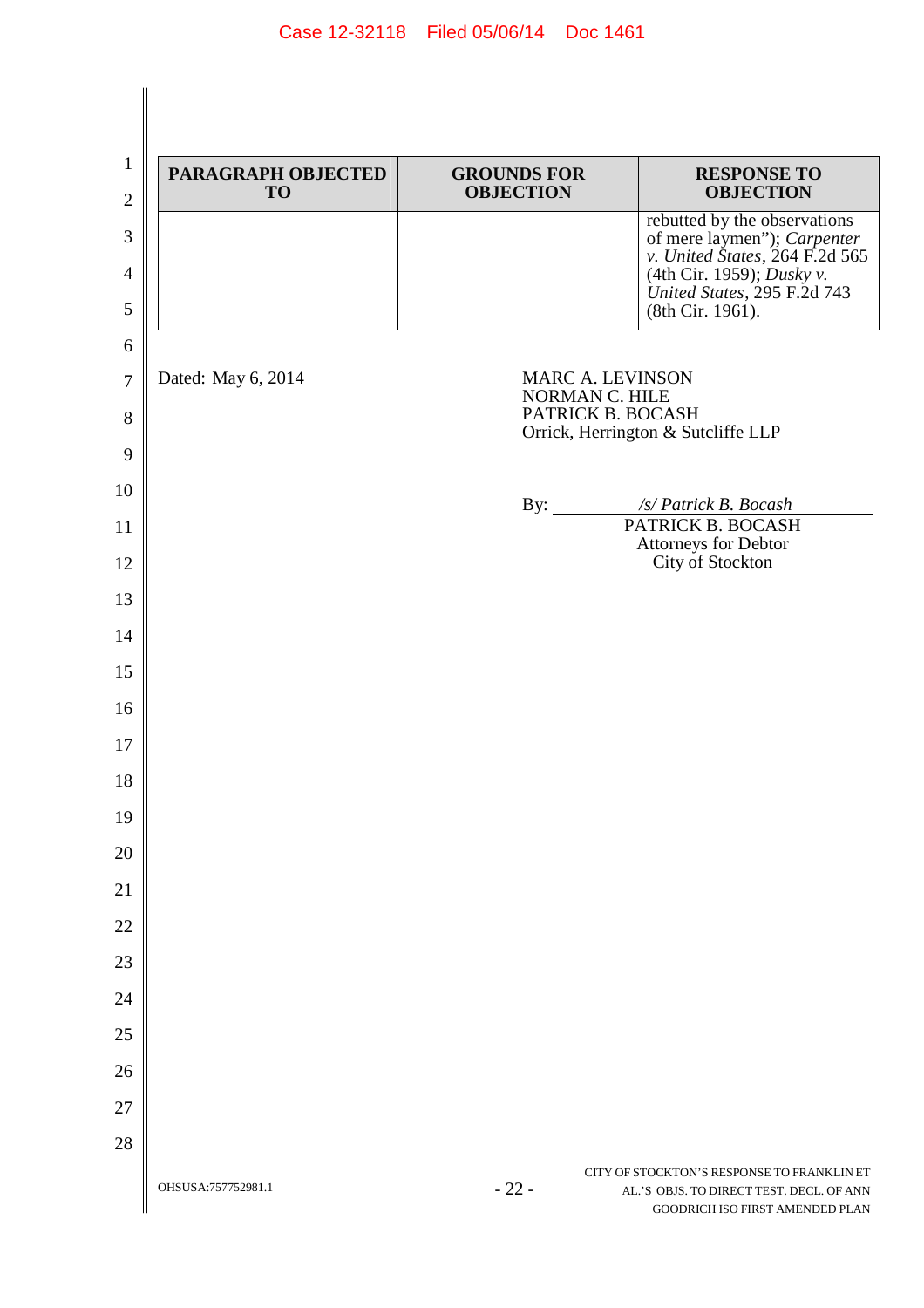| PARAGRAPH OBJECTED TO | GROUNDS FOR OBJECTION | RESPONSE TO OBJECTION |
|---|---|---|
| | | rebutted by the observations of mere laymen"); *Carpenter v. United States*, 264 F.2d 565 (4th Cir. 1959); *Dusky v. United States*, 295 F.2d 743 (8th Cir. 1961). |

Dated: May 6, 2014

MARC A. LEVINSON
NORMAN C. HILE
PATRICK B. BOCASH
Orrick, Herrington & Sutcliffe LLP

By: */s/ Patrick B. Bocash*
PATRICK B. BOCASH
Attorneys for Debtor
City of Stockton

OHSUSA:757752981.1

CITY OF STOCKTON'S RESPONSE TO FRANKLIN ET AL.'S OBJS. TO DIRECT TEST. DECL. OF ANN GOODRICH ISO FIRST AMENDED PLAN